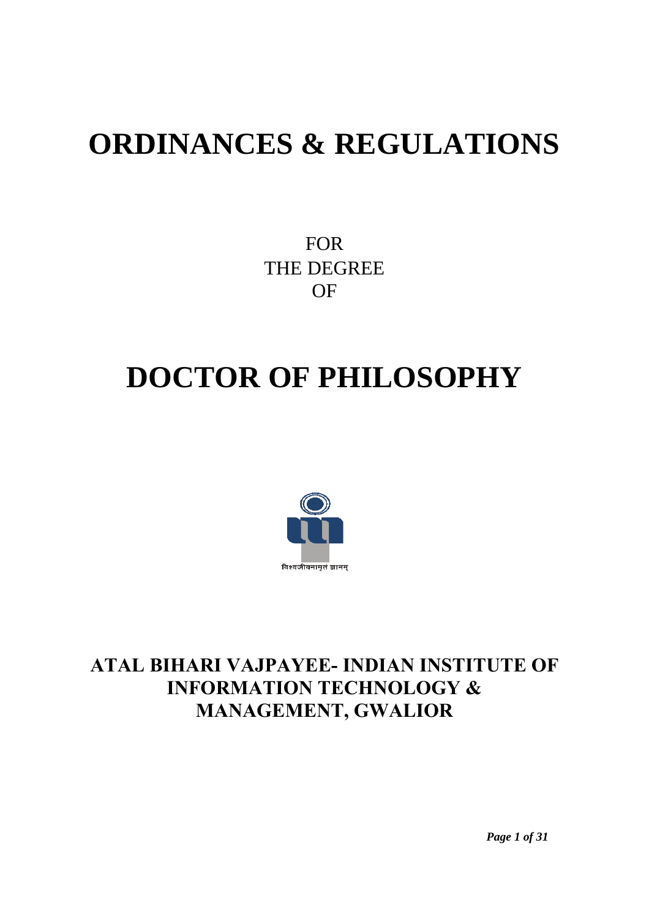# ORDINANCES & REGULATIONS

FOR
THE DEGREE
OF

# DOCTOR OF PHILOSOPHY

विश्वजीवनामृतं ज्ञानम्

## ATAL BIHARI VAJPAYEE- INDIAN INSTITUTE OF INFORMATION TECHNOLOGY & MANAGEMENT, GWALIOR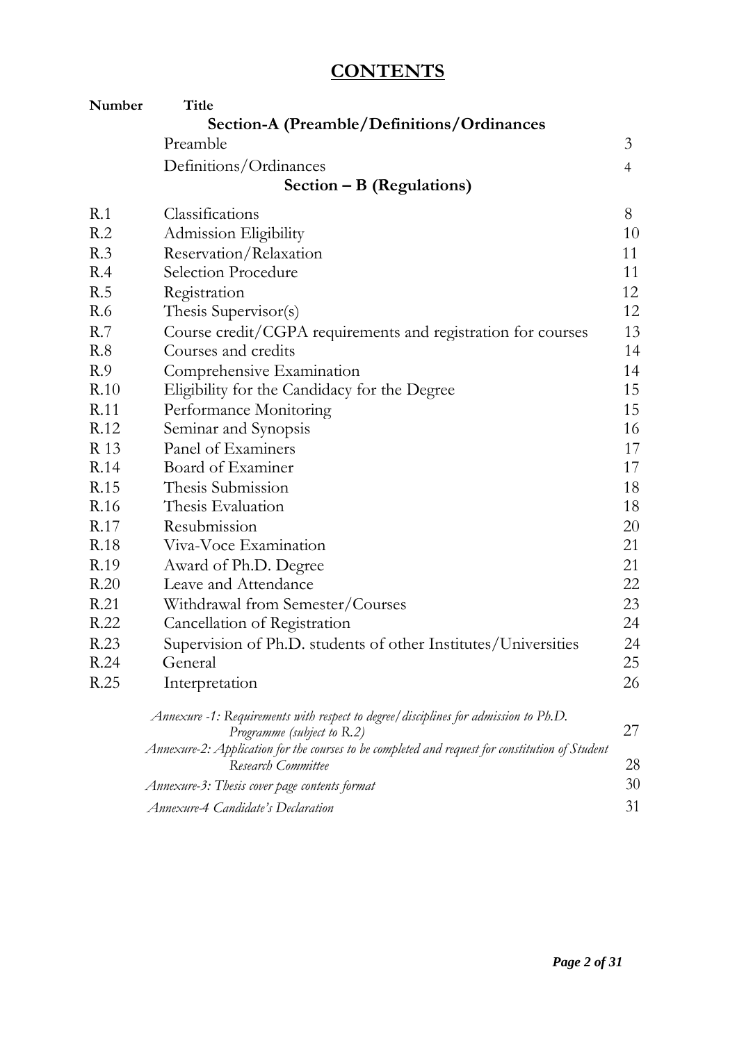# CONTENTS

| Number | Title | |
|---|---|---|
| | **Section-A (Preamble/Definitions/Ordinances** | |
| | Preamble | 3 |
| | Definitions/Ordinances | 4 |
| | **Section – B (Regulations)** | |
| R.1 | Classifications | 8 |
| R.2 | Admission Eligibility | 10 |
| R.3 | Reservation/Relaxation | 11 |
| R.4 | Selection Procedure | 11 |
| R.5 | Registration | 12 |
| R.6 | Thesis Supervisor(s) | 12 |
| R.7 | Course credit/CGPA requirements and registration for courses | 13 |
| R.8 | Courses and credits | 14 |
| R.9 | Comprehensive Examination | 14 |
| R.10 | Eligibility for the Candidacy for the Degree | 15 |
| R.11 | Performance Monitoring | 15 |
| R.12 | Seminar and Synopsis | 16 |
| R 13 | Panel of Examiners | 17 |
| R.14 | Board of Examiner | 17 |
| R.15 | Thesis Submission | 18 |
| R.16 | Thesis Evaluation | 18 |
| R.17 | Resubmission | 20 |
| R.18 | Viva-Voce Examination | 21 |
| R.19 | Award of Ph.D. Degree | 21 |
| R.20 | Leave and Attendance | 22 |
| R.21 | Withdrawal from Semester/Courses | 23 |
| R.22 | Cancellation of Registration | 24 |
| R.23 | Supervision of Ph.D. students of other Institutes/Universities | 24 |
| R.24 | General | 25 |
| R.25 | Interpretation | 26 |
| | *Annexure -1: Requirements with respect to degree/disciplines for admission to Ph.D. Programme (subject to R.2)* | 27 |
| | *Annexure-2: Application for the courses to be completed and request for constitution of Student Research Committee* | 28 |
| | *Annexure-3: Thesis cover page contents format* | 30 |
| | *Annexure-4 Candidate's Declaration* | 31 |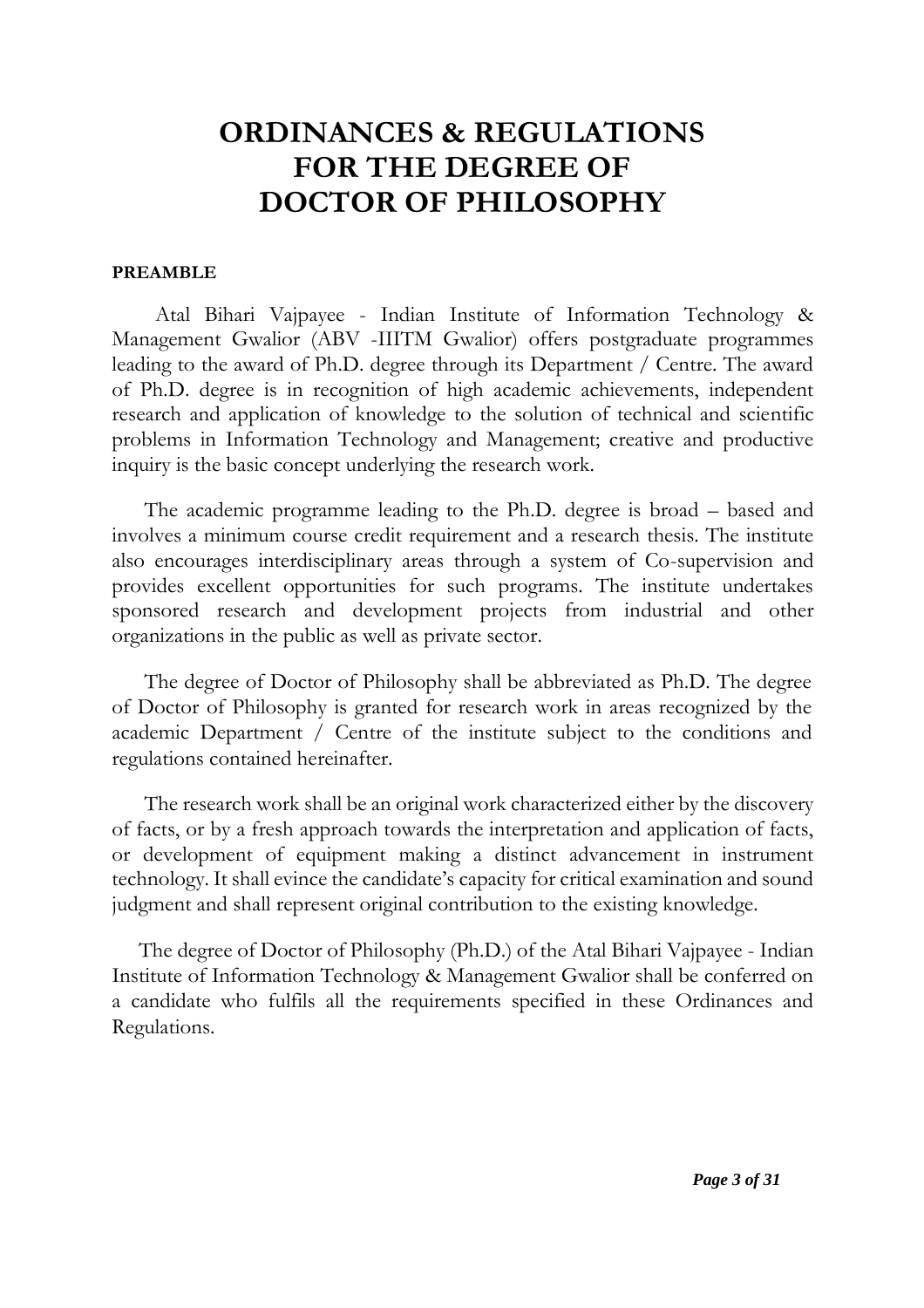# ORDINANCES & REGULATIONS FOR THE DEGREE OF DOCTOR OF PHILOSOPHY

**PREAMBLE**

Atal Bihari Vajpayee - Indian Institute of Information Technology & Management Gwalior (ABV -IIITM Gwalior) offers postgraduate programmes leading to the award of Ph.D. degree through its Department / Centre. The award of Ph.D. degree is in recognition of high academic achievements, independent research and application of knowledge to the solution of technical and scientific problems in Information Technology and Management; creative and productive inquiry is the basic concept underlying the research work.

The academic programme leading to the Ph.D. degree is broad – based and involves a minimum course credit requirement and a research thesis. The institute also encourages interdisciplinary areas through a system of Co-supervision and provides excellent opportunities for such programs. The institute undertakes sponsored research and development projects from industrial and other organizations in the public as well as private sector.

The degree of Doctor of Philosophy shall be abbreviated as Ph.D. The degree of Doctor of Philosophy is granted for research work in areas recognized by the academic Department / Centre of the institute subject to the conditions and regulations contained hereinafter.

The research work shall be an original work characterized either by the discovery of facts, or by a fresh approach towards the interpretation and application of facts, or development of equipment making a distinct advancement in instrument technology. It shall evince the candidate's capacity for critical examination and sound judgment and shall represent original contribution to the existing knowledge.

The degree of Doctor of Philosophy (Ph.D.) of the Atal Bihari Vajpayee - Indian Institute of Information Technology & Management Gwalior shall be conferred on a candidate who fulfils all the requirements specified in these Ordinances and Regulations.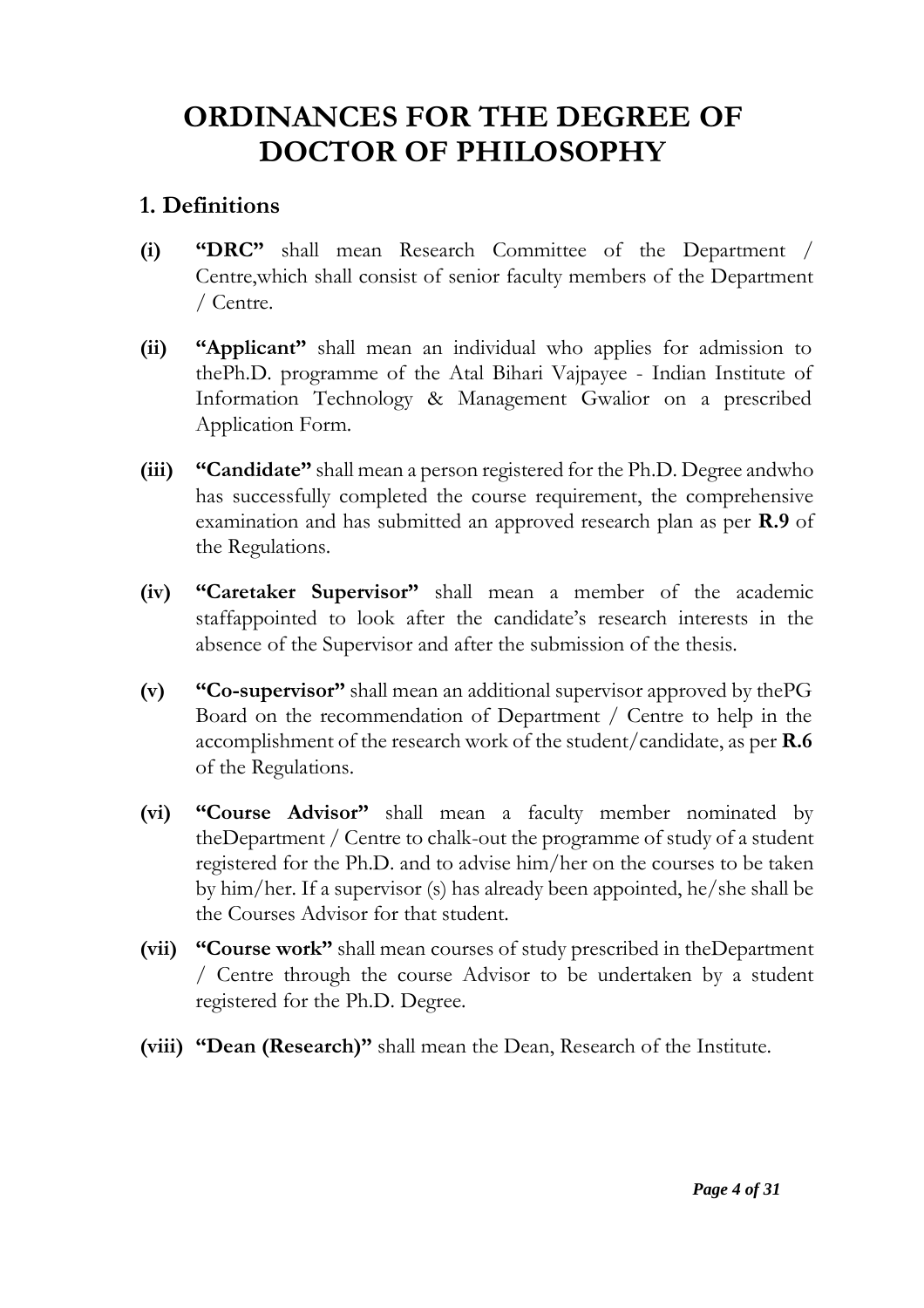# ORDINANCES FOR THE DEGREE OF DOCTOR OF PHILOSOPHY

## 1. Definitions

**(i)** **"DRC"** shall mean Research Committee of the Department / Centre,which shall consist of senior faculty members of the Department / Centre.

**(ii)** **"Applicant"** shall mean an individual who applies for admission to thePh.D. programme of the Atal Bihari Vajpayee - Indian Institute of Information Technology & Management Gwalior on a prescribed Application Form.

**(iii)** **"Candidate"** shall mean a person registered for the Ph.D. Degree andwho has successfully completed the course requirement, the comprehensive examination and has submitted an approved research plan as per **R.9** of the Regulations.

**(iv)** **"Caretaker Supervisor"** shall mean a member of the academic staffappointed to look after the candidate's research interests in the absence of the Supervisor and after the submission of the thesis.

**(v)** **"Co-supervisor"** shall mean an additional supervisor approved by thePG Board on the recommendation of Department / Centre to help in the accomplishment of the research work of the student/candidate, as per **R.6** of the Regulations.

**(vi)** **"Course Advisor"** shall mean a faculty member nominated by theDepartment / Centre to chalk-out the programme of study of a student registered for the Ph.D. and to advise him/her on the courses to be taken by him/her. If a supervisor (s) has already been appointed, he/she shall be the Courses Advisor for that student.

**(vii)** **"Course work"** shall mean courses of study prescribed in theDepartment / Centre through the course Advisor to be undertaken by a student registered for the Ph.D. Degree.

**(viii)** **"Dean (Research)"** shall mean the Dean, Research of the Institute.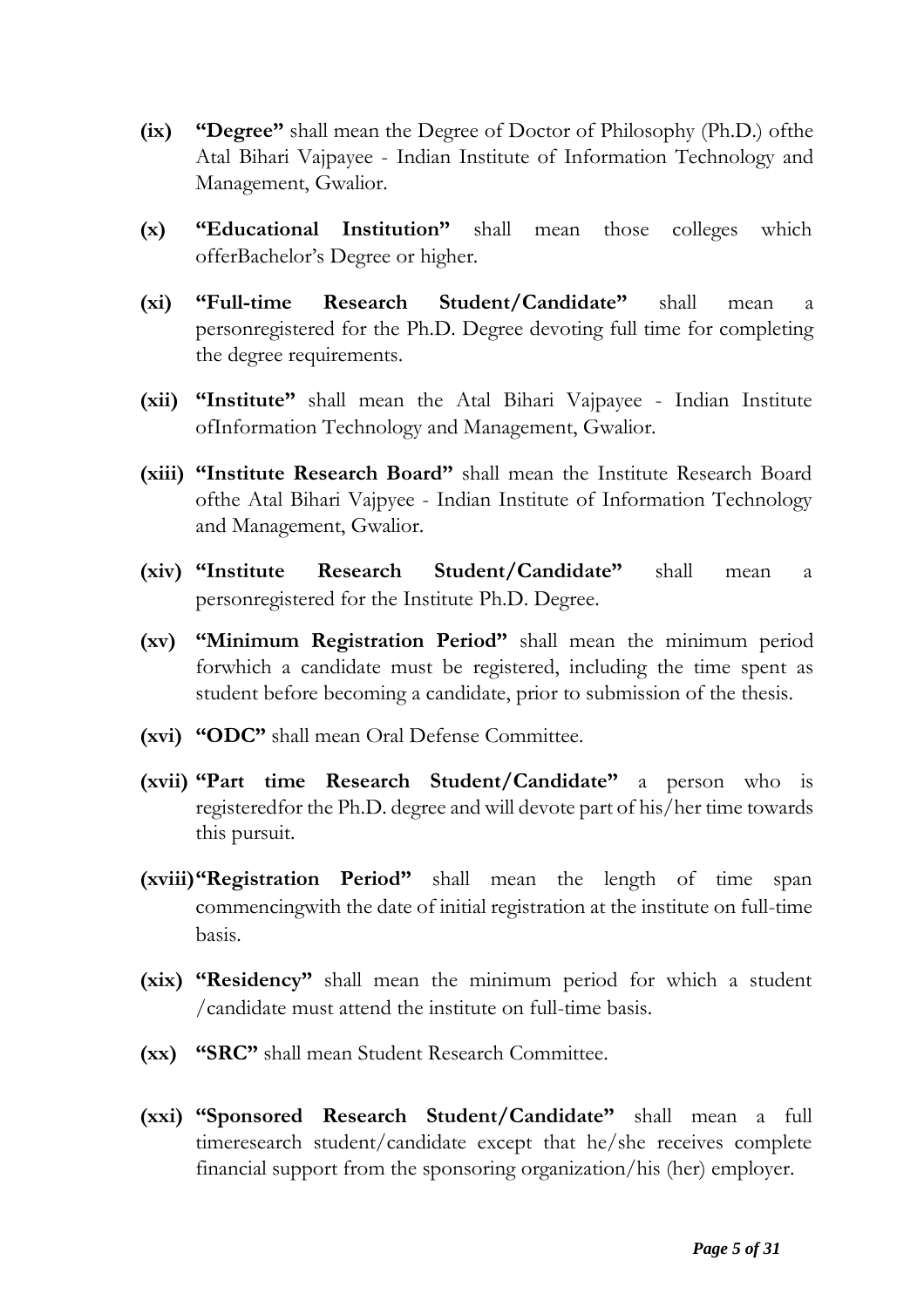- **(ix)** **"Degree"** shall mean the Degree of Doctor of Philosophy (Ph.D.) ofthe Atal Bihari Vajpayee - Indian Institute of Information Technology and Management, Gwalior.

- **(x)** **"Educational Institution"** shall mean those colleges which offerBachelor's Degree or higher.

- **(xi)** **"Full-time Research Student/Candidate"** shall mean a personregistered for the Ph.D. Degree devoting full time for completing the degree requirements.

- **(xii)** **"Institute"** shall mean the Atal Bihari Vajpayee - Indian Institute ofInformation Technology and Management, Gwalior.

- **(xiii)** **"Institute Research Board"** shall mean the Institute Research Board ofthe Atal Bihari Vajpyee - Indian Institute of Information Technology and Management, Gwalior.

- **(xiv)** **"Institute Research Student/Candidate"** shall mean a personregistered for the Institute Ph.D. Degree.

- **(xv)** **"Minimum Registration Period"** shall mean the minimum period forwhich a candidate must be registered, including the time spent as student before becoming a candidate, prior to submission of the thesis.

- **(xvi)** **"ODC"** shall mean Oral Defense Committee.

- **(xvii)** **"Part time Research Student/Candidate"** a person who is registeredfor the Ph.D. degree and will devote part of his/her time towards this pursuit.

- **(xviii)** **"Registration Period"** shall mean the length of time span commencingwith the date of initial registration at the institute on full-time basis.

- **(xix)** **"Residency"** shall mean the minimum period for which a student /candidate must attend the institute on full-time basis.

- **(xx)** **"SRC"** shall mean Student Research Committee.

- **(xxi)** **"Sponsored Research Student/Candidate"** shall mean a full timeresearch student/candidate except that he/she receives complete financial support from the sponsoring organization/his (her) employer.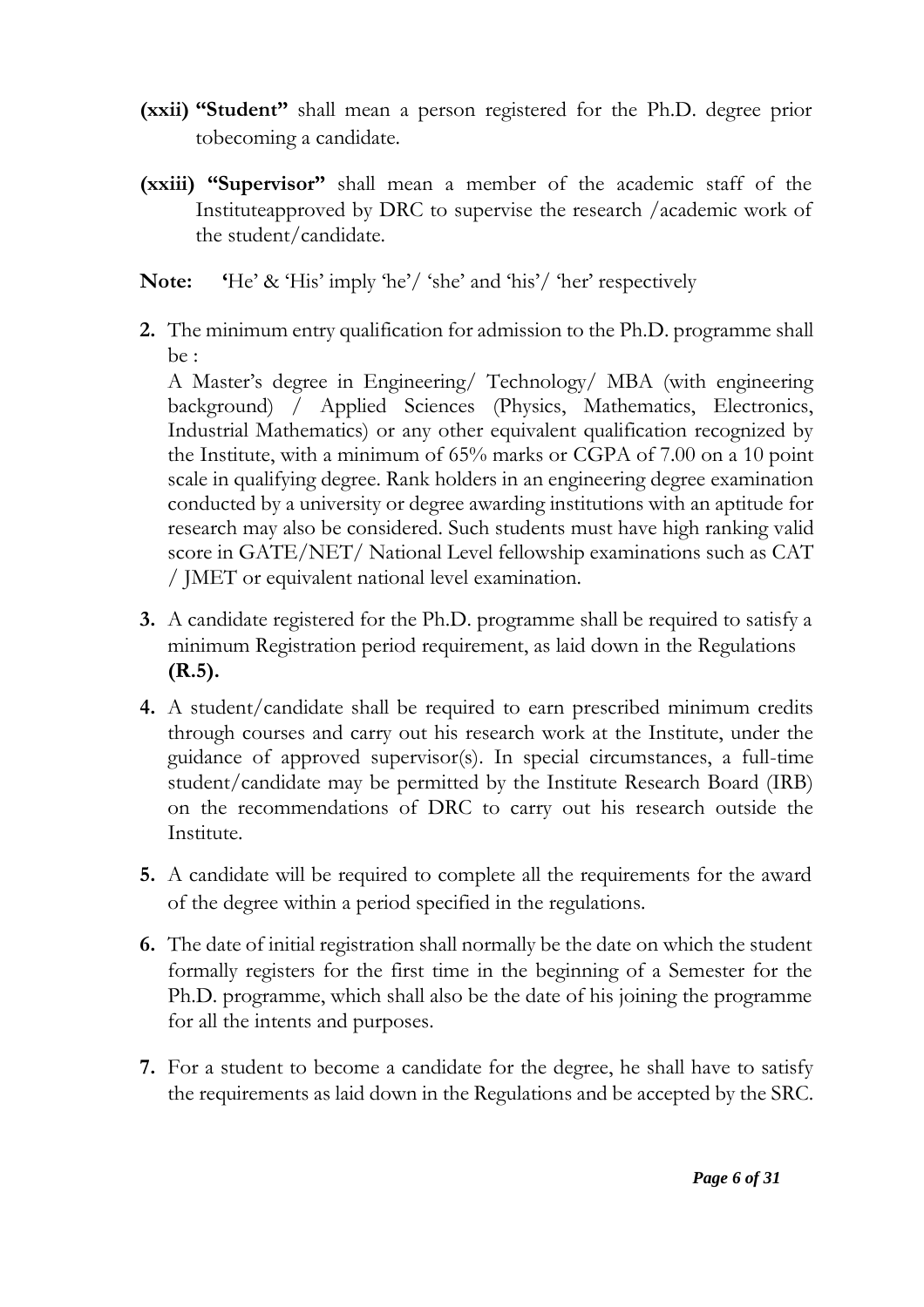**(xxii) "Student"** shall mean a person registered for the Ph.D. degree prior tobecoming a candidate.

**(xxiii) "Supervisor"** shall mean a member of the academic staff of the Instituteapproved by DRC to supervise the research /academic work of the student/candidate.

**Note:** 'He' & 'His' imply 'he'/ 'she' and 'his'/ 'her' respectively

**2.** The minimum entry qualification for admission to the Ph.D. programme shall be :

A Master's degree in Engineering/ Technology/ MBA (with engineering background) / Applied Sciences (Physics, Mathematics, Electronics, Industrial Mathematics) or any other equivalent qualification recognized by the Institute, with a minimum of 65% marks or CGPA of 7.00 on a 10 point scale in qualifying degree. Rank holders in an engineering degree examination conducted by a university or degree awarding institutions with an aptitude for research may also be considered. Such students must have high ranking valid score in GATE/NET/ National Level fellowship examinations such as CAT / JMET or equivalent national level examination.

**3.** A candidate registered for the Ph.D. programme shall be required to satisfy a minimum Registration period requirement, as laid down in the Regulations **(R.5).**

**4.** A student/candidate shall be required to earn prescribed minimum credits through courses and carry out his research work at the Institute, under the guidance of approved supervisor(s). In special circumstances, a full-time student/candidate may be permitted by the Institute Research Board (IRB) on the recommendations of DRC to carry out his research outside the Institute.

**5.** A candidate will be required to complete all the requirements for the award of the degree within a period specified in the regulations.

**6.** The date of initial registration shall normally be the date on which the student formally registers for the first time in the beginning of a Semester for the Ph.D. programme, which shall also be the date of his joining the programme for all the intents and purposes.

**7.** For a student to become a candidate for the degree, he shall have to satisfy the requirements as laid down in the Regulations and be accepted by the SRC.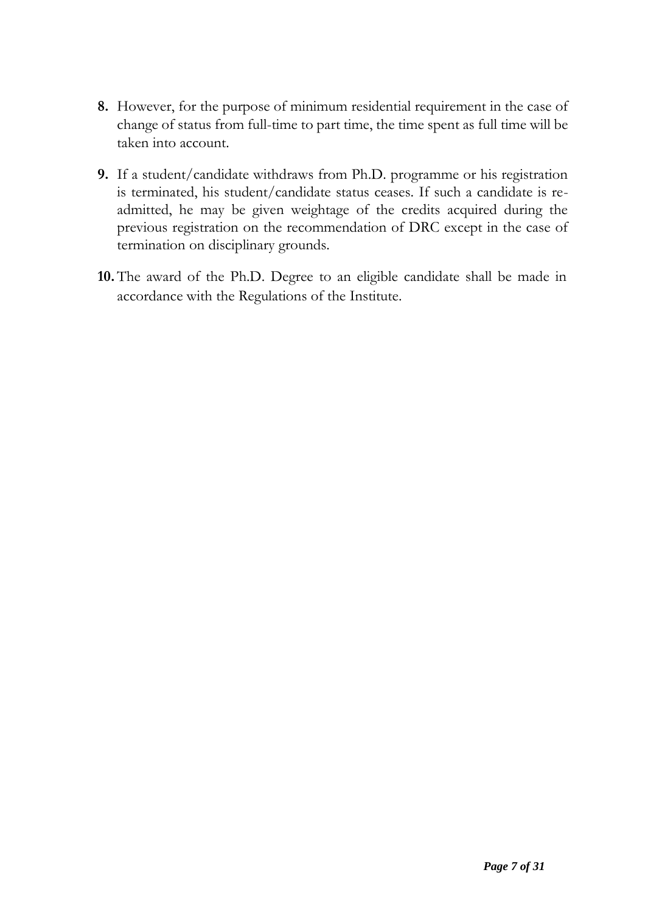8. However, for the purpose of minimum residential requirement in the case of change of status from full-time to part time, the time spent as full time will be taken into account.

9. If a student/candidate withdraws from Ph.D. programme or his registration is terminated, his student/candidate status ceases. If such a candidate is re-admitted, he may be given weightage of the credits acquired during the previous registration on the recommendation of DRC except in the case of termination on disciplinary grounds.

10. The award of the Ph.D. Degree to an eligible candidate shall be made in accordance with the Regulations of the Institute.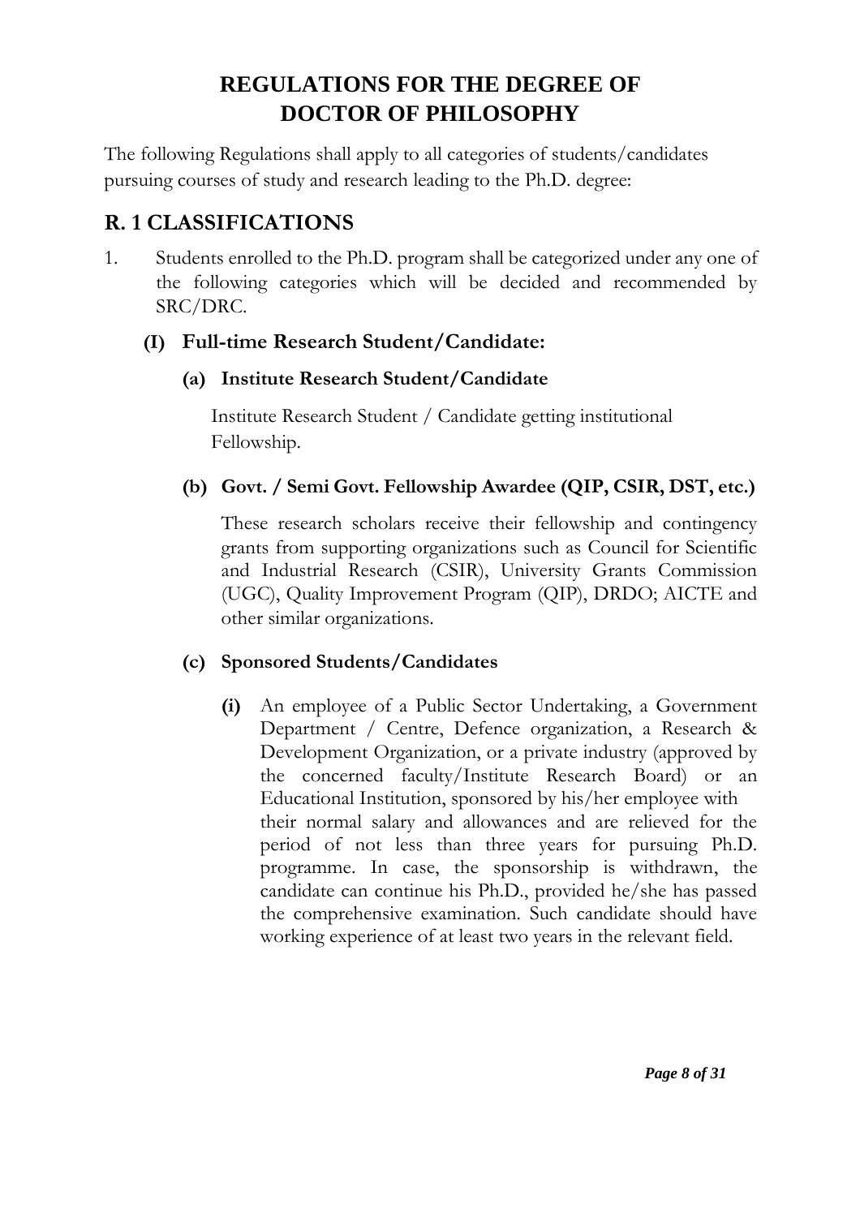# REGULATIONS FOR THE DEGREE OF DOCTOR OF PHILOSOPHY

The following Regulations shall apply to all categories of students/candidates pursuing courses of study and research leading to the Ph.D. degree:

## R. 1 CLASSIFICATIONS

1. Students enrolled to the Ph.D. program shall be categorized under any one of the following categories which will be decided and recommended by SRC/DRC.

### (I) Full-time Research Student/Candidate:

#### (a) Institute Research Student/Candidate

Institute Research Student / Candidate getting institutional Fellowship.

#### (b) Govt. / Semi Govt. Fellowship Awardee (QIP, CSIR, DST, etc.)

These research scholars receive their fellowship and contingency grants from supporting organizations such as Council for Scientific and Industrial Research (CSIR), University Grants Commission (UGC), Quality Improvement Program (QIP), DRDO; AICTE and other similar organizations.

#### (c) Sponsored Students/Candidates

**(i)** An employee of a Public Sector Undertaking, a Government Department / Centre, Defence organization, a Research & Development Organization, or a private industry (approved by the concerned faculty/Institute Research Board) or an Educational Institution, sponsored by his/her employee with their normal salary and allowances and are relieved for the period of not less than three years for pursuing Ph.D. programme. In case, the sponsorship is withdrawn, the candidate can continue his Ph.D., provided he/she has passed the comprehensive examination. Such candidate should have working experience of at least two years in the relevant field.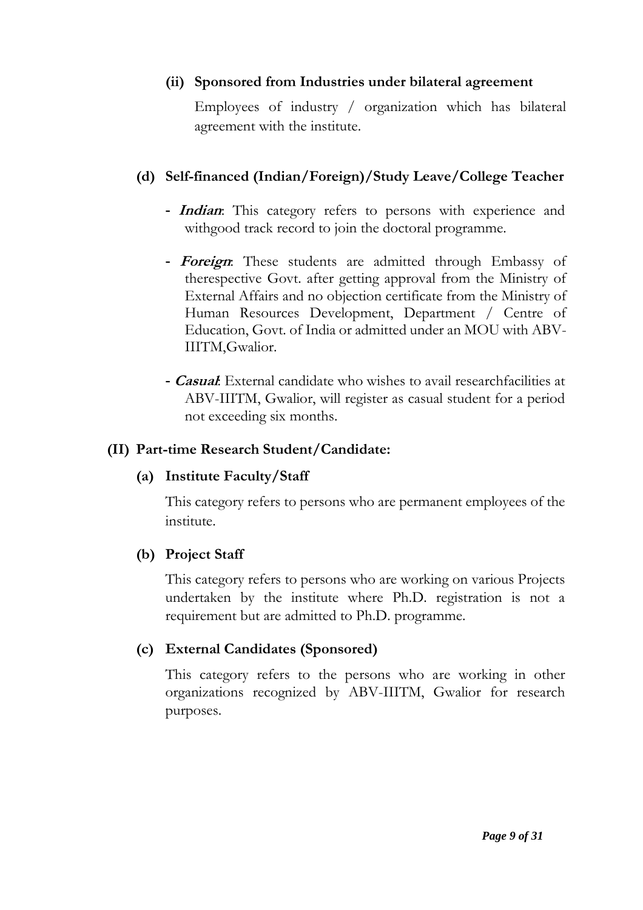**(ii) Sponsored from Industries under bilateral agreement**

Employees of industry / organization which has bilateral agreement with the institute.

**(d) Self-financed (Indian/Foreign)/Study Leave/College Teacher**

- ***Indian***: This category refers to persons with experience and withgood track record to join the doctoral programme.
- ***Foreign***: These students are admitted through Embassy of therespective Govt. after getting approval from the Ministry of External Affairs and no objection certificate from the Ministry of Human Resources Development, Department / Centre of Education, Govt. of India or admitted under an MOU with ABV-IIITM,Gwalior.
- ***Casual***: External candidate who wishes to avail researchfacilities at ABV-IIITM, Gwalior, will register as casual student for a period not exceeding six months.

**(II) Part-time Research Student/Candidate:**

**(a) Institute Faculty/Staff**

This category refers to persons who are permanent employees of the institute.

**(b) Project Staff**

This category refers to persons who are working on various Projects undertaken by the institute where Ph.D. registration is not a requirement but are admitted to Ph.D. programme.

**(c) External Candidates (Sponsored)**

This category refers to the persons who are working in other organizations recognized by ABV-IIITM, Gwalior for research purposes.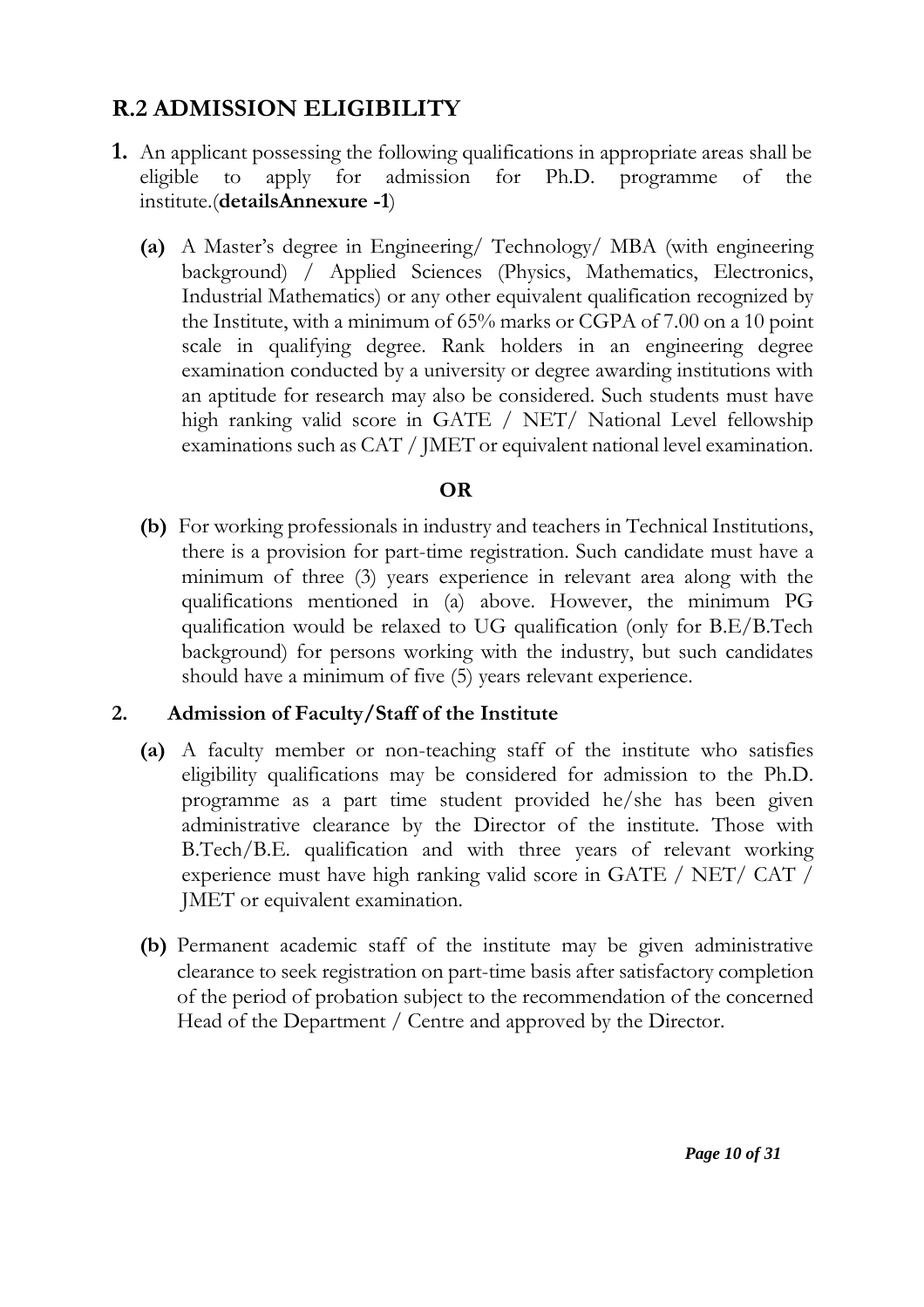## R.2 ADMISSION ELIGIBILITY

1. An applicant possessing the following qualifications in appropriate areas shall be eligible to apply for admission for Ph.D. programme of the institute.(**detailsAnnexure -1**)

   **(a)** A Master's degree in Engineering/ Technology/ MBA (with engineering background) / Applied Sciences (Physics, Mathematics, Electronics, Industrial Mathematics) or any other equivalent qualification recognized by the Institute, with a minimum of 65% marks or CGPA of 7.00 on a 10 point scale in qualifying degree. Rank holders in an engineering degree examination conducted by a university or degree awarding institutions with an aptitude for research may also be considered. Such students must have high ranking valid score in GATE / NET/ National Level fellowship examinations such as CAT / JMET or equivalent national level examination.

   **OR**

   **(b)** For working professionals in industry and teachers in Technical Institutions, there is a provision for part-time registration. Such candidate must have a minimum of three (3) years experience in relevant area along with the qualifications mentioned in (a) above. However, the minimum PG qualification would be relaxed to UG qualification (only for B.E/B.Tech background) for persons working with the industry, but such candidates should have a minimum of five (5) years relevant experience.

2. **Admission of Faculty/Staff of the Institute**

   **(a)** A faculty member or non-teaching staff of the institute who satisfies eligibility qualifications may be considered for admission to the Ph.D. programme as a part time student provided he/she has been given administrative clearance by the Director of the institute. Those with B.Tech/B.E. qualification and with three years of relevant working experience must have high ranking valid score in GATE / NET/ CAT / JMET or equivalent examination.

   **(b)** Permanent academic staff of the institute may be given administrative clearance to seek registration on part-time basis after satisfactory completion of the period of probation subject to the recommendation of the concerned Head of the Department / Centre and approved by the Director.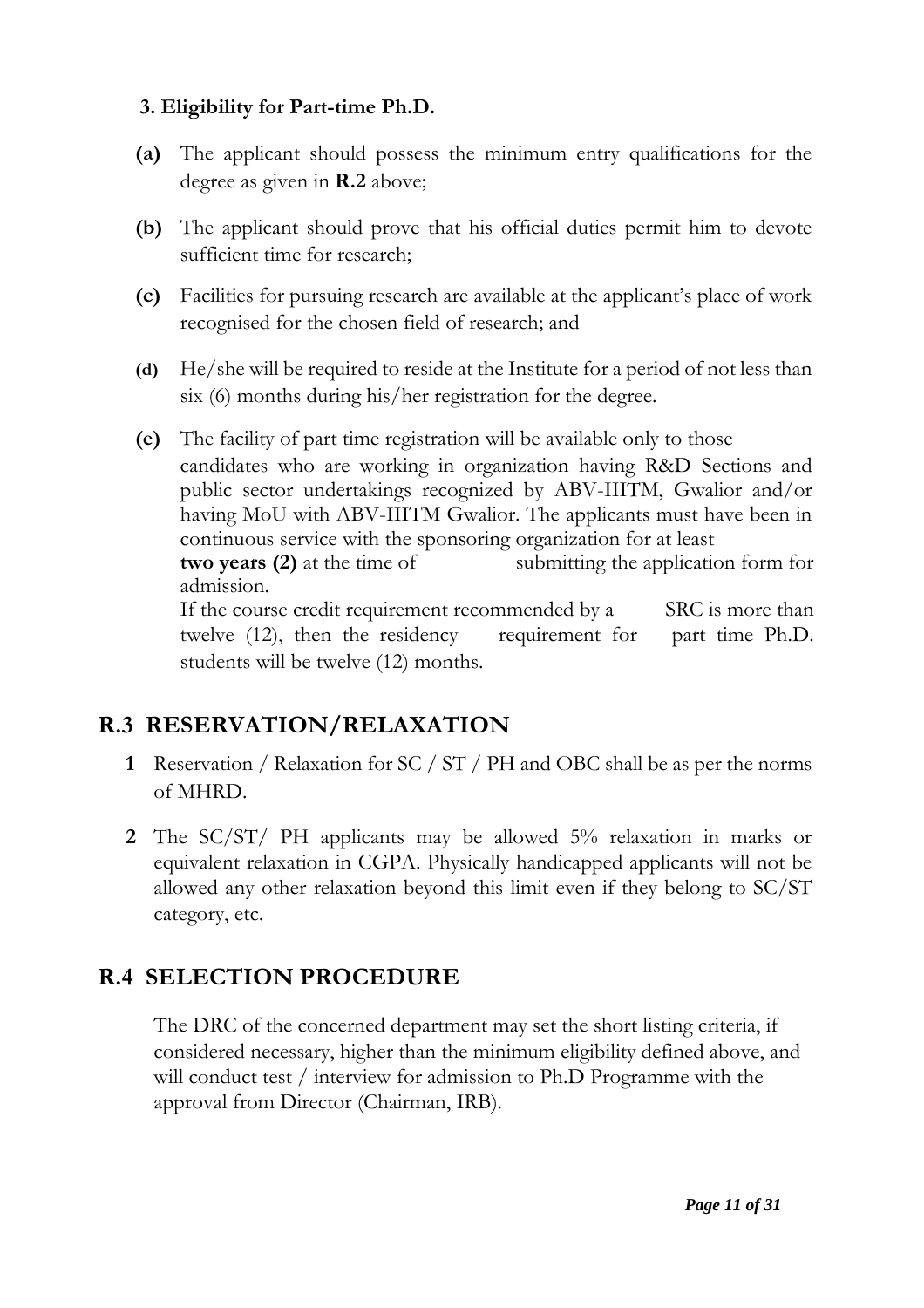**3. Eligibility for Part-time Ph.D.**

**(a)** The applicant should possess the minimum entry qualifications for the degree as given in **R.2** above;

**(b)** The applicant should prove that his official duties permit him to devote sufficient time for research;

**(c)** Facilities for pursuing research are available at the applicant's place of work recognised for the chosen field of research; and

**(d)** He/she will be required to reside at the Institute for a period of not less than six (6) months during his/her registration for the degree.

**(e)** The facility of part time registration will be available only to those candidates who are working in organization having R&D Sections and public sector undertakings recognized by ABV-IIITM, Gwalior and/or having MoU with ABV-IIITM Gwalior. The applicants must have been in continuous service with the sponsoring organization for at least **two years (2)** at the time of submitting the application form for admission.
If the course credit requirement recommended by a SRC is more than twelve (12), then the residency requirement for part time Ph.D. students will be twelve (12) months.

## R.3 RESERVATION/RELAXATION

**1** Reservation / Relaxation for SC / ST / PH and OBC shall be as per the norms of MHRD.

**2** The SC/ST/ PH applicants may be allowed 5% relaxation in marks or equivalent relaxation in CGPA. Physically handicapped applicants will not be allowed any other relaxation beyond this limit even if they belong to SC/ST category, etc.

## R.4 SELECTION PROCEDURE

The DRC of the concerned department may set the short listing criteria, if considered necessary, higher than the minimum eligibility defined above, and will conduct test / interview for admission to Ph.D Programme with the approval from Director (Chairman, IRB).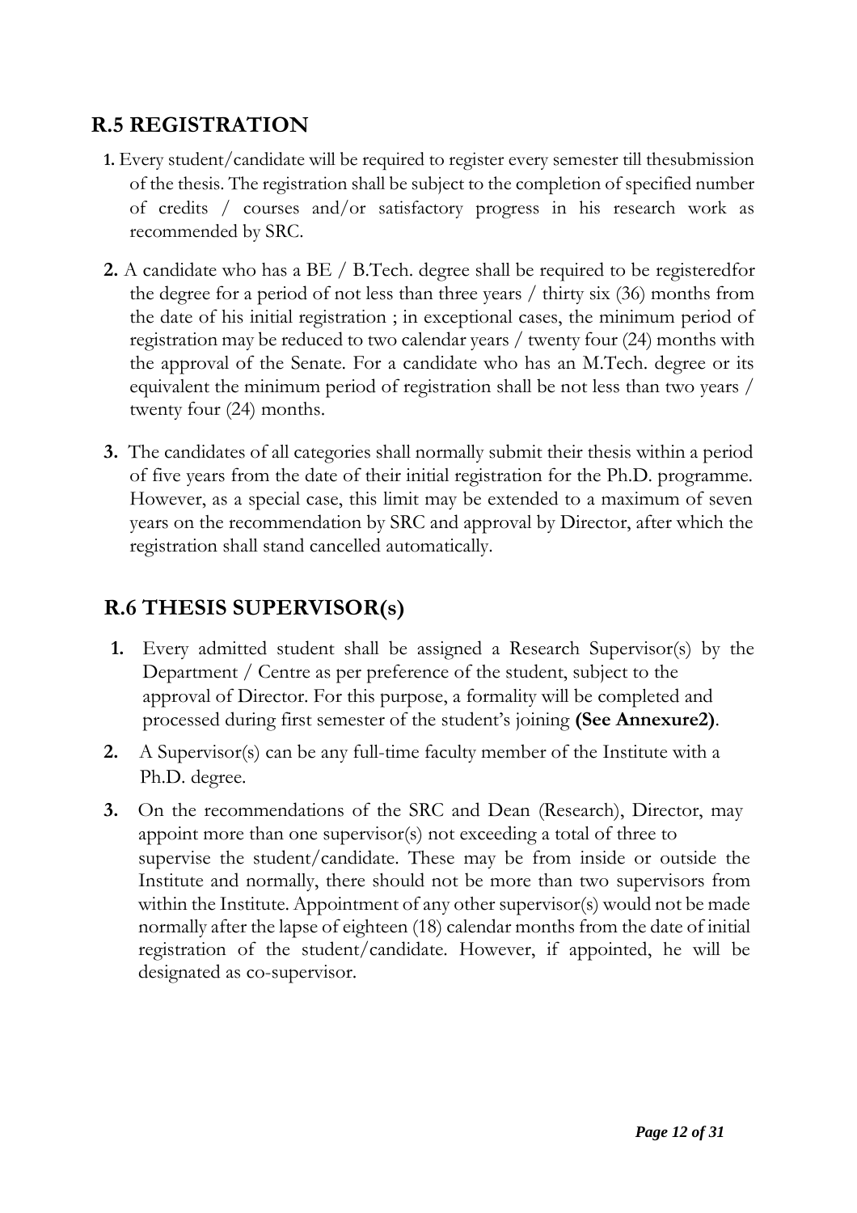## R.5 REGISTRATION

1. Every student/candidate will be required to register every semester till thesubmission of the thesis. The registration shall be subject to the completion of specified number of credits / courses and/or satisfactory progress in his research work as recommended by SRC.

2. A candidate who has a BE / B.Tech. degree shall be required to be registeredfor the degree for a period of not less than three years / thirty six (36) months from the date of his initial registration ; in exceptional cases, the minimum period of registration may be reduced to two calendar years / twenty four (24) months with the approval of the Senate. For a candidate who has an M.Tech. degree or its equivalent the minimum period of registration shall be not less than two years / twenty four (24) months.

3. The candidates of all categories shall normally submit their thesis within a period of five years from the date of their initial registration for the Ph.D. programme. However, as a special case, this limit may be extended to a maximum of seven years on the recommendation by SRC and approval by Director, after which the registration shall stand cancelled automatically.

## R.6 THESIS SUPERVISOR(s)

1. Every admitted student shall be assigned a Research Supervisor(s) by the Department / Centre as per preference of the student, subject to the approval of Director. For this purpose, a formality will be completed and processed during first semester of the student's joining **(See Annexure2)**.

2. A Supervisor(s) can be any full-time faculty member of the Institute with a Ph.D. degree.

3. On the recommendations of the SRC and Dean (Research), Director, may appoint more than one supervisor(s) not exceeding a total of three to supervise the student/candidate. These may be from inside or outside the Institute and normally, there should not be more than two supervisors from within the Institute. Appointment of any other supervisor(s) would not be made normally after the lapse of eighteen (18) calendar months from the date of initial registration of the student/candidate. However, if appointed, he will be designated as co-supervisor.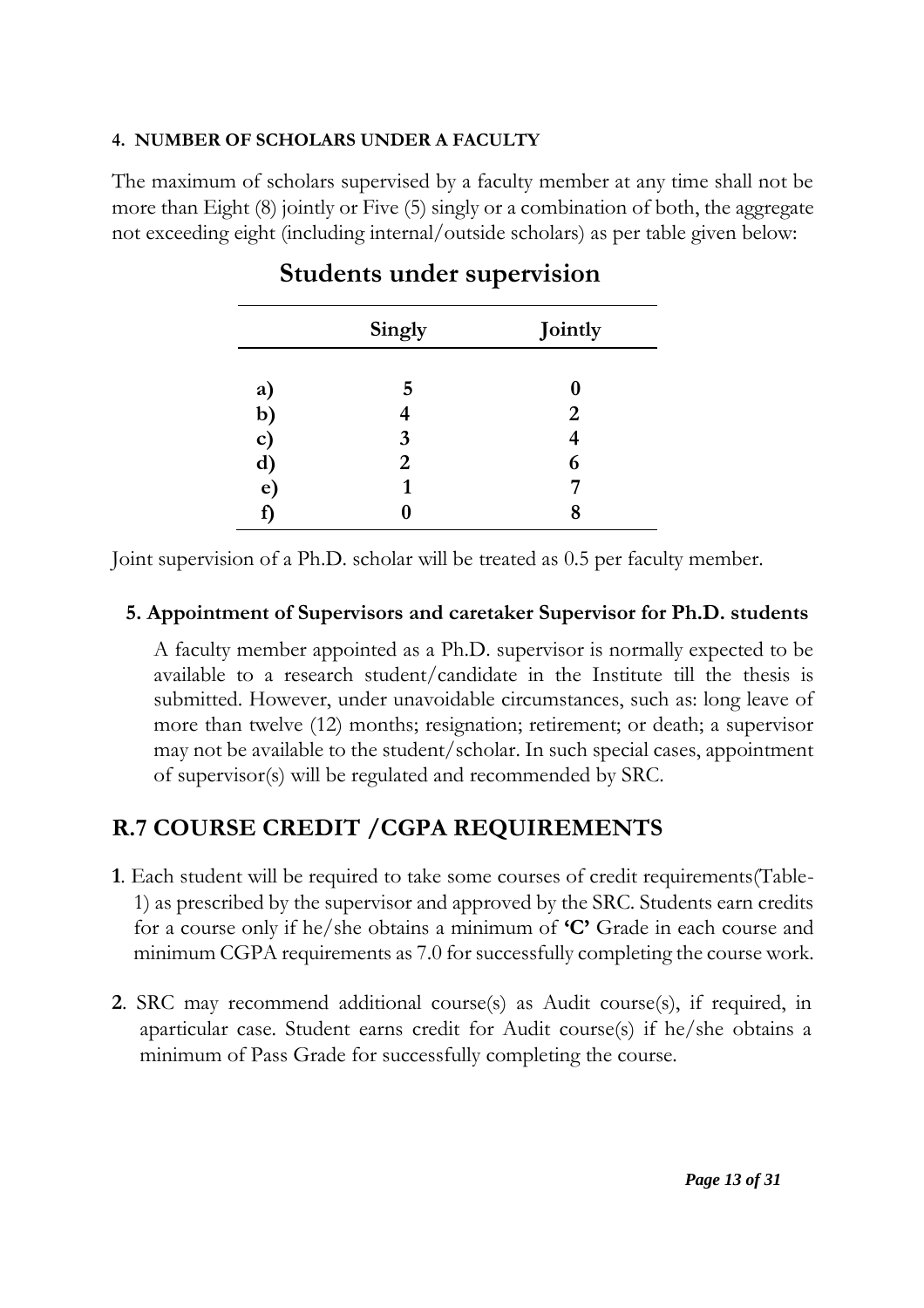#### 4. NUMBER OF SCHOLARS UNDER A FACULTY

The maximum of scholars supervised by a faculty member at any time shall not be more than Eight (8) jointly or Five (5) singly or a combination of both, the aggregate not exceeding eight (including internal/outside scholars) as per table given below:

**Students under supervision**

| | Singly | Jointly |
|---|---|---|
| a) | 5 | 0 |
| b) | 4 | 2 |
| c) | 3 | 4 |
| d) | 2 | 6 |
| e) | 1 | 7 |
| f) | 0 | 8 |

Joint supervision of a Ph.D. scholar will be treated as 0.5 per faculty member.

#### 5. Appointment of Supervisors and caretaker Supervisor for Ph.D. students

A faculty member appointed as a Ph.D. supervisor is normally expected to be available to a research student/candidate in the Institute till the thesis is submitted. However, under unavoidable circumstances, such as: long leave of more than twelve (12) months; resignation; retirement; or death; a supervisor may not be available to the student/scholar. In such special cases, appointment of supervisor(s) will be regulated and recommended by SRC.

## R.7 COURSE CREDIT /CGPA REQUIREMENTS

**1**. Each student will be required to take some courses of credit requirements(Table-1) as prescribed by the supervisor and approved by the SRC. Students earn credits for a course only if he/she obtains a minimum of **'C'** Grade in each course and minimum CGPA requirements as 7.0 for successfully completing the course work.

**2**. SRC may recommend additional course(s) as Audit course(s), if required, in aparticular case. Student earns credit for Audit course(s) if he/she obtains a minimum of Pass Grade for successfully completing the course.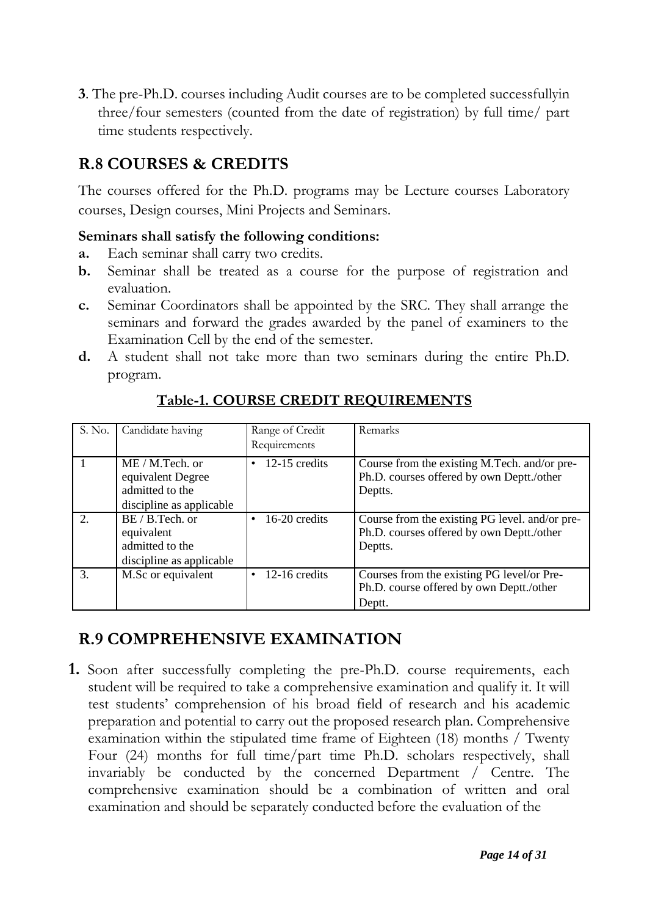**3**. The pre-Ph.D. courses including Audit courses are to be completed successfullyin three/four semesters (counted from the date of registration) by full time/ part time students respectively.

## R.8 COURSES & CREDITS

The courses offered for the Ph.D. programs may be Lecture courses Laboratory courses, Design courses, Mini Projects and Seminars.

**Seminars shall satisfy the following conditions:**

**a.** Each seminar shall carry two credits.

**b.** Seminar shall be treated as a course for the purpose of registration and evaluation.

**c.** Seminar Coordinators shall be appointed by the SRC. They shall arrange the seminars and forward the grades awarded by the panel of examiners to the Examination Cell by the end of the semester.

**d.** A student shall not take more than two seminars during the entire Ph.D. program.

**Table-1. COURSE CREDIT REQUIREMENTS**

| S. No. | Candidate having | Range of Credit Requirements | Remarks |
|---|---|---|---|
| 1 | ME / M.Tech. or equivalent Degree admitted to the discipline as applicable | • 12-15 credits | Course from the existing M.Tech. and/or pre-Ph.D. courses offered by own Deptt./other Deptts. |
| 2. | BE / B.Tech. or equivalent admitted to the discipline as applicable | • 16-20 credits | Course from the existing PG level. and/or pre-Ph.D. courses offered by own Deptt./other Deptts. |
| 3. | M.Sc or equivalent | • 12-16 credits | Courses from the existing PG level/or Pre-Ph.D. course offered by own Deptt./other Deptt. |

## R.9 COMPREHENSIVE EXAMINATION

**1.** Soon after successfully completing the pre-Ph.D. course requirements, each student will be required to take a comprehensive examination and qualify it. It will test students' comprehension of his broad field of research and his academic preparation and potential to carry out the proposed research plan. Comprehensive examination within the stipulated time frame of Eighteen (18) months / Twenty Four (24) months for full time/part time Ph.D. scholars respectively, shall invariably be conducted by the concerned Department / Centre. The comprehensive examination should be a combination of written and oral examination and should be separately conducted before the evaluation of the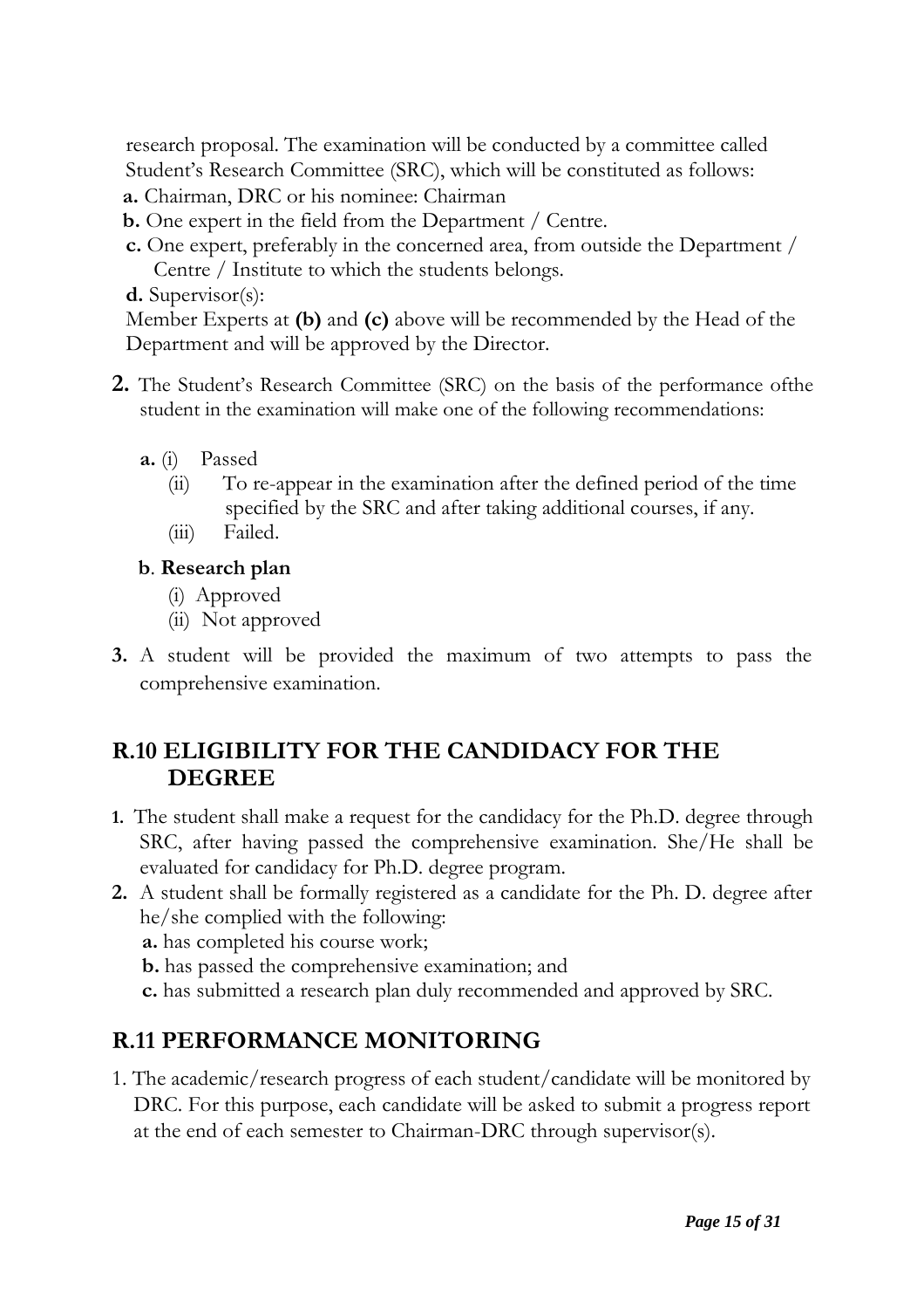research proposal. The examination will be conducted by a committee called Student's Research Committee (SRC), which will be constituted as follows:

**a.** Chairman, DRC or his nominee: Chairman

**b.** One expert in the field from the Department / Centre.

**c.** One expert, preferably in the concerned area, from outside the Department / Centre / Institute to which the students belongs.

**d.** Supervisor(s):

Member Experts at **(b)** and **(c)** above will be recommended by the Head of the Department and will be approved by the Director.

**2.** The Student's Research Committee (SRC) on the basis of the performance ofthe student in the examination will make one of the following recommendations:

**a.** (i) Passed

(ii) To re-appear in the examination after the defined period of the time specified by the SRC and after taking additional courses, if any.

(iii) Failed.

**b**. **Research plan**

(i) Approved

(ii) Not approved

**3.** A student will be provided the maximum of two attempts to pass the comprehensive examination.

## R.10 ELIGIBILITY FOR THE CANDIDACY FOR THE DEGREE

**1.** The student shall make a request for the candidacy for the Ph.D. degree through SRC, after having passed the comprehensive examination. She/He shall be evaluated for candidacy for Ph.D. degree program.

**2.** A student shall be formally registered as a candidate for the Ph. D. degree after he/she complied with the following:

**a.** has completed his course work;

**b.** has passed the comprehensive examination; and

**c.** has submitted a research plan duly recommended and approved by SRC.

## R.11 PERFORMANCE MONITORING

1. The academic/research progress of each student/candidate will be monitored by DRC. For this purpose, each candidate will be asked to submit a progress report at the end of each semester to Chairman-DRC through supervisor(s).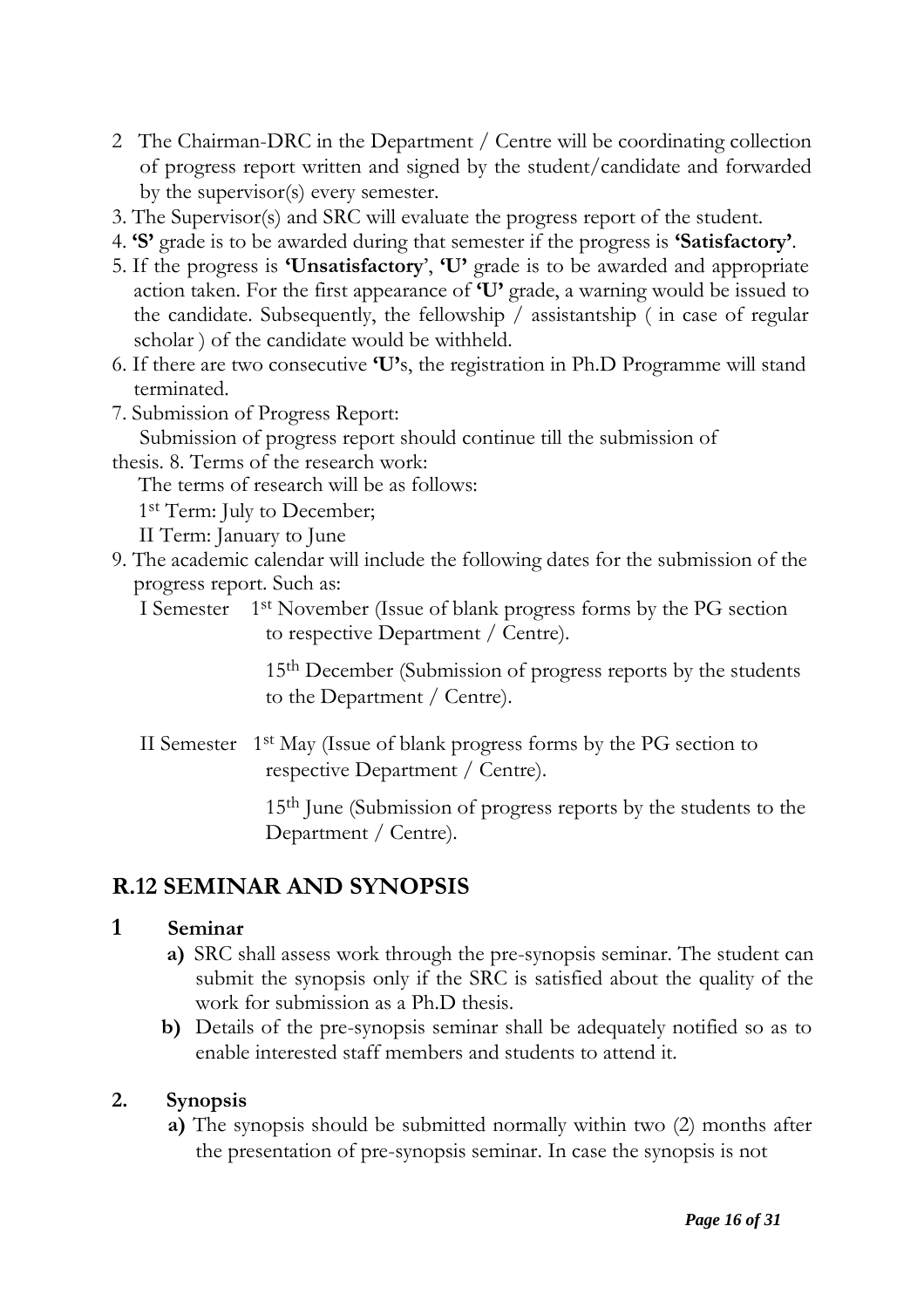2. The Chairman-DRC in the Department / Centre will be coordinating collection of progress report written and signed by the student/candidate and forwarded by the supervisor(s) every semester.
3. The Supervisor(s) and SRC will evaluate the progress report of the student.
4. **'S'** grade is to be awarded during that semester if the progress is **'Satisfactory'**.
5. If the progress is **'Unsatisfactory**', **'U'** grade is to be awarded and appropriate action taken. For the first appearance of **'U'** grade, a warning would be issued to the candidate. Subsequently, the fellowship / assistantship ( in case of regular scholar ) of the candidate would be withheld.
6. If there are two consecutive **'U'**s, the registration in Ph.D Programme will stand terminated.
7. Submission of Progress Report:

   Submission of progress report should continue till the submission of thesis.
8. Terms of the research work:

   The terms of research will be as follows:

   1st Term: July to December;

   II Term: January to June
9. The academic calendar will include the following dates for the submission of the progress report. Such as:

   I Semester 1st November (Issue of blank progress forms by the PG section to respective Department / Centre).

   15th December (Submission of progress reports by the students to the Department / Centre).

   II Semester 1st May (Issue of blank progress forms by the PG section to respective Department / Centre).

   15th June (Submission of progress reports by the students to the Department / Centre).

## R.12 SEMINAR AND SYNOPSIS

### 1 Seminar

**a)** SRC shall assess work through the pre-synopsis seminar. The student can submit the synopsis only if the SRC is satisfied about the quality of the work for submission as a Ph.D thesis.

**b)** Details of the pre-synopsis seminar shall be adequately notified so as to enable interested staff members and students to attend it.

### 2. Synopsis

**a)** The synopsis should be submitted normally within two (2) months after the presentation of pre-synopsis seminar. In case the synopsis is not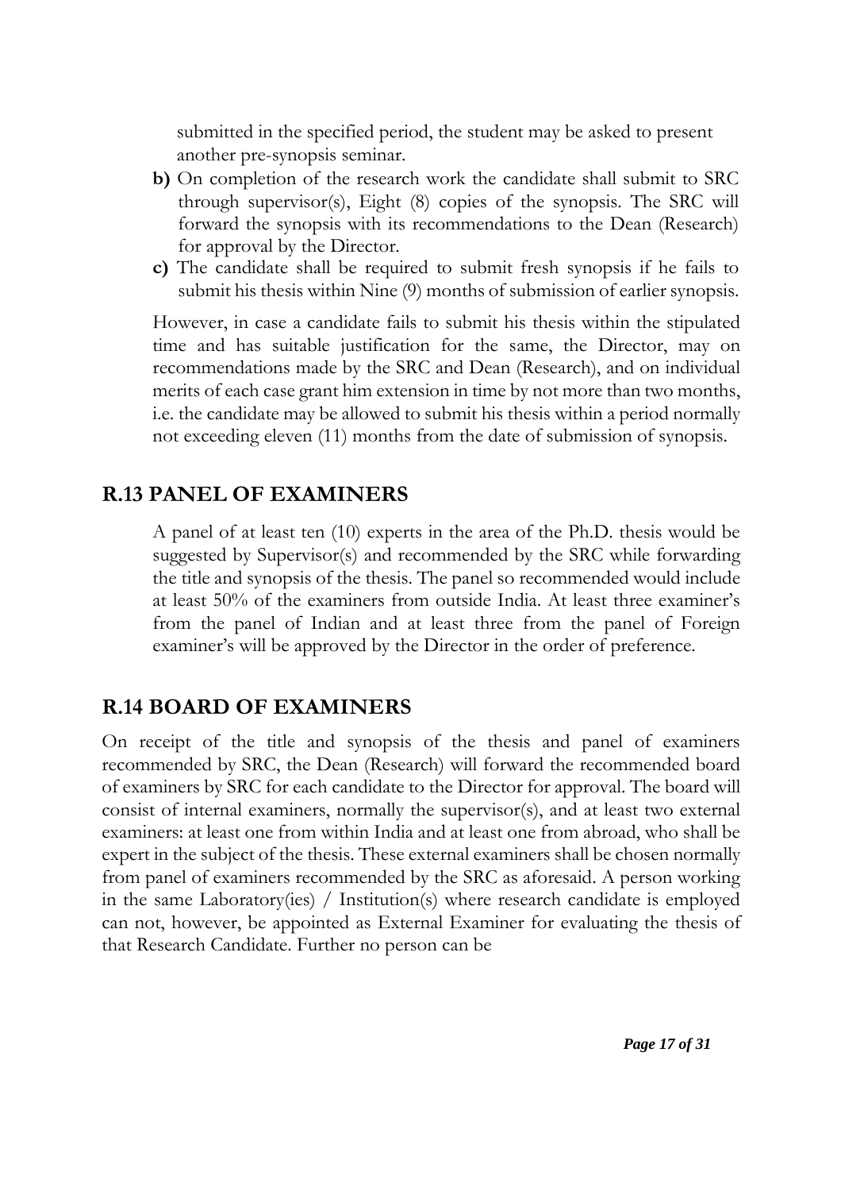submitted in the specified period, the student may be asked to present another pre-synopsis seminar.

**b)** On completion of the research work the candidate shall submit to SRC through supervisor(s), Eight (8) copies of the synopsis. The SRC will forward the synopsis with its recommendations to the Dean (Research) for approval by the Director.

**c)** The candidate shall be required to submit fresh synopsis if he fails to submit his thesis within Nine (9) months of submission of earlier synopsis.

However, in case a candidate fails to submit his thesis within the stipulated time and has suitable justification for the same, the Director, may on recommendations made by the SRC and Dean (Research), and on individual merits of each case grant him extension in time by not more than two months, i.e. the candidate may be allowed to submit his thesis within a period normally not exceeding eleven (11) months from the date of submission of synopsis.

## R.13 PANEL OF EXAMINERS

A panel of at least ten (10) experts in the area of the Ph.D. thesis would be suggested by Supervisor(s) and recommended by the SRC while forwarding the title and synopsis of the thesis. The panel so recommended would include at least 50% of the examiners from outside India. At least three examiner's from the panel of Indian and at least three from the panel of Foreign examiner's will be approved by the Director in the order of preference.

## R.14 BOARD OF EXAMINERS

On receipt of the title and synopsis of the thesis and panel of examiners recommended by SRC, the Dean (Research) will forward the recommended board of examiners by SRC for each candidate to the Director for approval. The board will consist of internal examiners, normally the supervisor(s), and at least two external examiners: at least one from within India and at least one from abroad, who shall be expert in the subject of the thesis. These external examiners shall be chosen normally from panel of examiners recommended by the SRC as aforesaid. A person working in the same Laboratory(ies) / Institution(s) where research candidate is employed can not, however, be appointed as External Examiner for evaluating the thesis of that Research Candidate. Further no person can be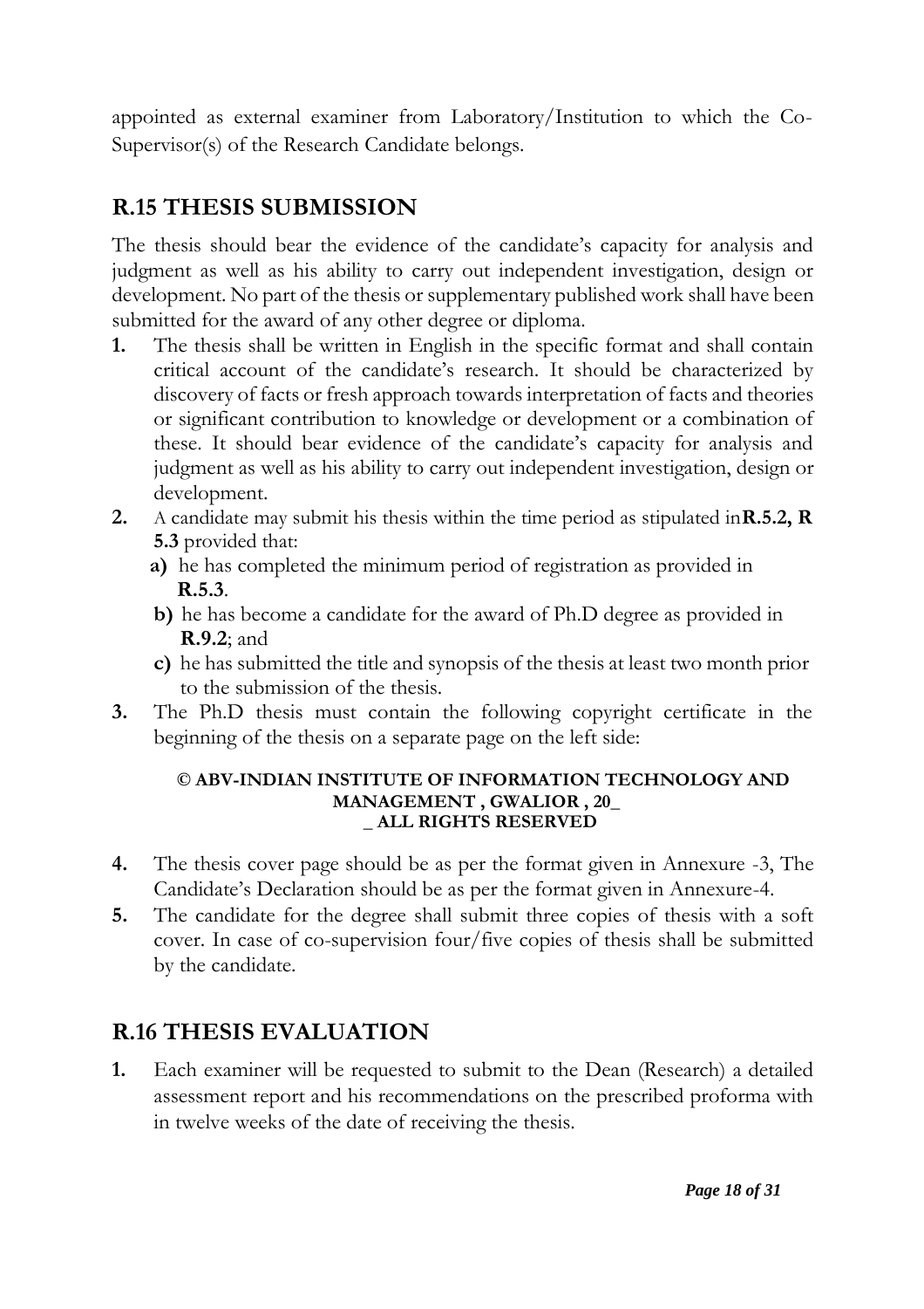appointed as external examiner from Laboratory/Institution to which the Co-Supervisor(s) of the Research Candidate belongs.

## R.15 THESIS SUBMISSION

The thesis should bear the evidence of the candidate's capacity for analysis and judgment as well as his ability to carry out independent investigation, design or development. No part of the thesis or supplementary published work shall have been submitted for the award of any other degree or diploma.

1. The thesis shall be written in English in the specific format and shall contain critical account of the candidate's research. It should be characterized by discovery of facts or fresh approach towards interpretation of facts and theories or significant contribution to knowledge or development or a combination of these. It should bear evidence of the candidate's capacity for analysis and judgment as well as his ability to carry out independent investigation, design or development.
2. A candidate may submit his thesis within the time period as stipulated in **R.5.2, R 5.3** provided that:
   - **a)** he has completed the minimum period of registration as provided in **R.5.3**.
   - **b)** he has become a candidate for the award of Ph.D degree as provided in **R.9.2**; and
   - **c)** he has submitted the title and synopsis of the thesis at least two month prior to the submission of the thesis.
3. The Ph.D thesis must contain the following copyright certificate in the beginning of the thesis on a separate page on the left side:

   **© ABV-INDIAN INSTITUTE OF INFORMATION TECHNOLOGY AND MANAGEMENT , GWALIOR , 20_ _ ALL RIGHTS RESERVED**

4. The thesis cover page should be as per the format given in Annexure -3, The Candidate's Declaration should be as per the format given in Annexure-4.
5. The candidate for the degree shall submit three copies of thesis with a soft cover. In case of co-supervision four/five copies of thesis shall be submitted by the candidate.

## R.16 THESIS EVALUATION

1. Each examiner will be requested to submit to the Dean (Research) a detailed assessment report and his recommendations on the prescribed proforma with in twelve weeks of the date of receiving the thesis.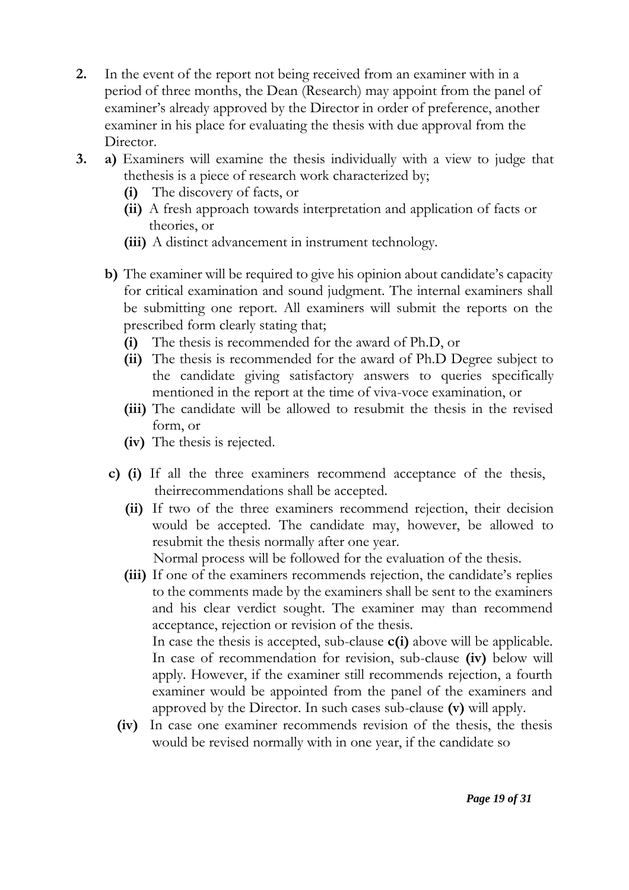2. In the event of the report not being received from an examiner with in a period of three months, the Dean (Research) may appoint from the panel of examiner's already approved by the Director in order of preference, another examiner in his place for evaluating the thesis with due approval from the Director.

3. **a)** Examiners will examine the thesis individually with a view to judge that thethesis is a piece of research work characterized by;

   **(i)** The discovery of facts, or

   **(ii)** A fresh approach towards interpretation and application of facts or theories, or

   **(iii)** A distinct advancement in instrument technology.

   **b)** The examiner will be required to give his opinion about candidate's capacity for critical examination and sound judgment. The internal examiners shall be submitting one report. All examiners will submit the reports on the prescribed form clearly stating that;

   **(i)** The thesis is recommended for the award of Ph.D, or

   **(ii)** The thesis is recommended for the award of Ph.D Degree subject to the candidate giving satisfactory answers to queries specifically mentioned in the report at the time of viva-voce examination, or

   **(iii)** The candidate will be allowed to resubmit the thesis in the revised form, or

   **(iv)** The thesis is rejected.

   **c) (i)** If all the three examiners recommend acceptance of the thesis, theirrecommendations shall be accepted.

   **(ii)** If two of the three examiners recommend rejection, their decision would be accepted. The candidate may, however, be allowed to resubmit the thesis normally after one year.

   Normal process will be followed for the evaluation of the thesis.

   **(iii)** If one of the examiners recommends rejection, the candidate's replies to the comments made by the examiners shall be sent to the examiners and his clear verdict sought. The examiner may than recommend acceptance, rejection or revision of the thesis.

   In case the thesis is accepted, sub-clause **c(i)** above will be applicable. In case of recommendation for revision, sub-clause **(iv)** below will apply. However, if the examiner still recommends rejection, a fourth examiner would be appointed from the panel of the examiners and approved by the Director. In such cases sub-clause **(v)** will apply.

   **(iv)** In case one examiner recommends revision of the thesis, the thesis would be revised normally with in one year, if the candidate so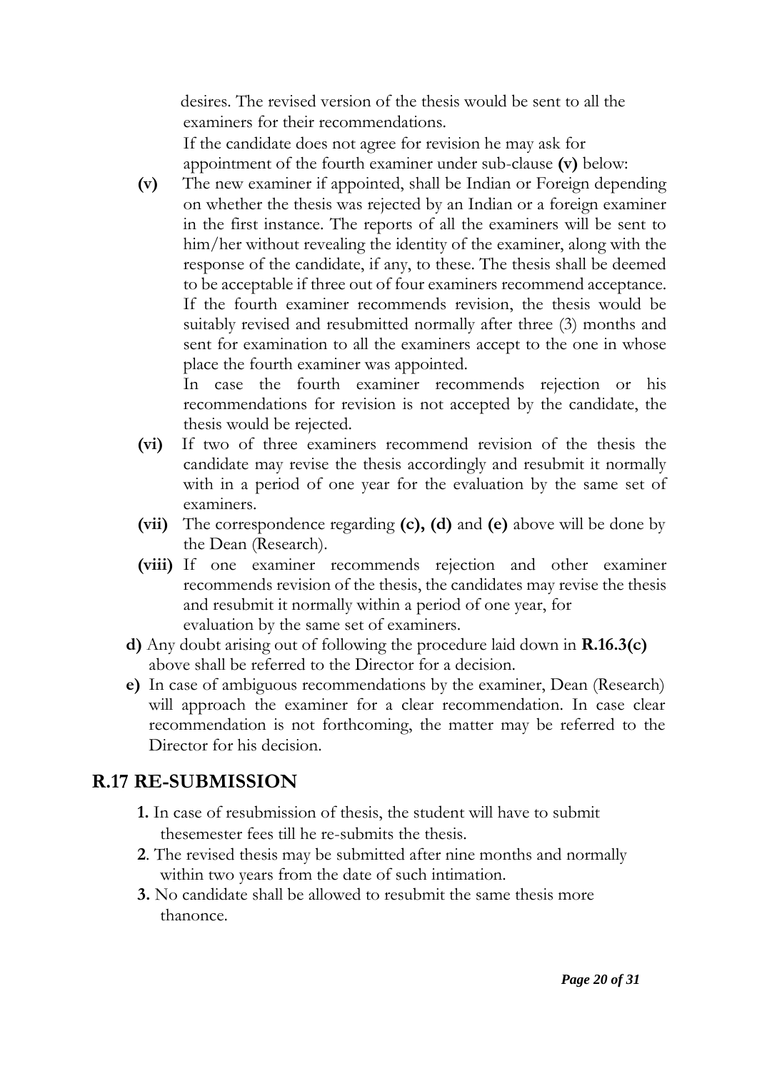desires. The revised version of the thesis would be sent to all the examiners for their recommendations.

If the candidate does not agree for revision he may ask for appointment of the fourth examiner under sub-clause **(v)** below:

**(v)** The new examiner if appointed, shall be Indian or Foreign depending on whether the thesis was rejected by an Indian or a foreign examiner in the first instance. The reports of all the examiners will be sent to him/her without revealing the identity of the examiner, along with the response of the candidate, if any, to these. The thesis shall be deemed to be acceptable if three out of four examiners recommend acceptance. If the fourth examiner recommends revision, the thesis would be suitably revised and resubmitted normally after three (3) months and sent for examination to all the examiners accept to the one in whose place the fourth examiner was appointed.

In case the fourth examiner recommends rejection or his recommendations for revision is not accepted by the candidate, the thesis would be rejected.

**(vi)** If two of three examiners recommend revision of the thesis the candidate may revise the thesis accordingly and resubmit it normally with in a period of one year for the evaluation by the same set of examiners.

**(vii)** The correspondence regarding **(c), (d)** and **(e)** above will be done by the Dean (Research).

**(viii)** If one examiner recommends rejection and other examiner recommends revision of the thesis, the candidates may revise the thesis and resubmit it normally within a period of one year, for evaluation by the same set of examiners.

**d)** Any doubt arising out of following the procedure laid down in **R.16.3(c)** above shall be referred to the Director for a decision.

**e)** In case of ambiguous recommendations by the examiner, Dean (Research) will approach the examiner for a clear recommendation. In case clear recommendation is not forthcoming, the matter may be referred to the Director for his decision.

## R.17 RE-SUBMISSION

**1.** In case of resubmission of thesis, the student will have to submit thesemester fees till he re-submits the thesis.

**2**. The revised thesis may be submitted after nine months and normally within two years from the date of such intimation.

**3.** No candidate shall be allowed to resubmit the same thesis more thanonce.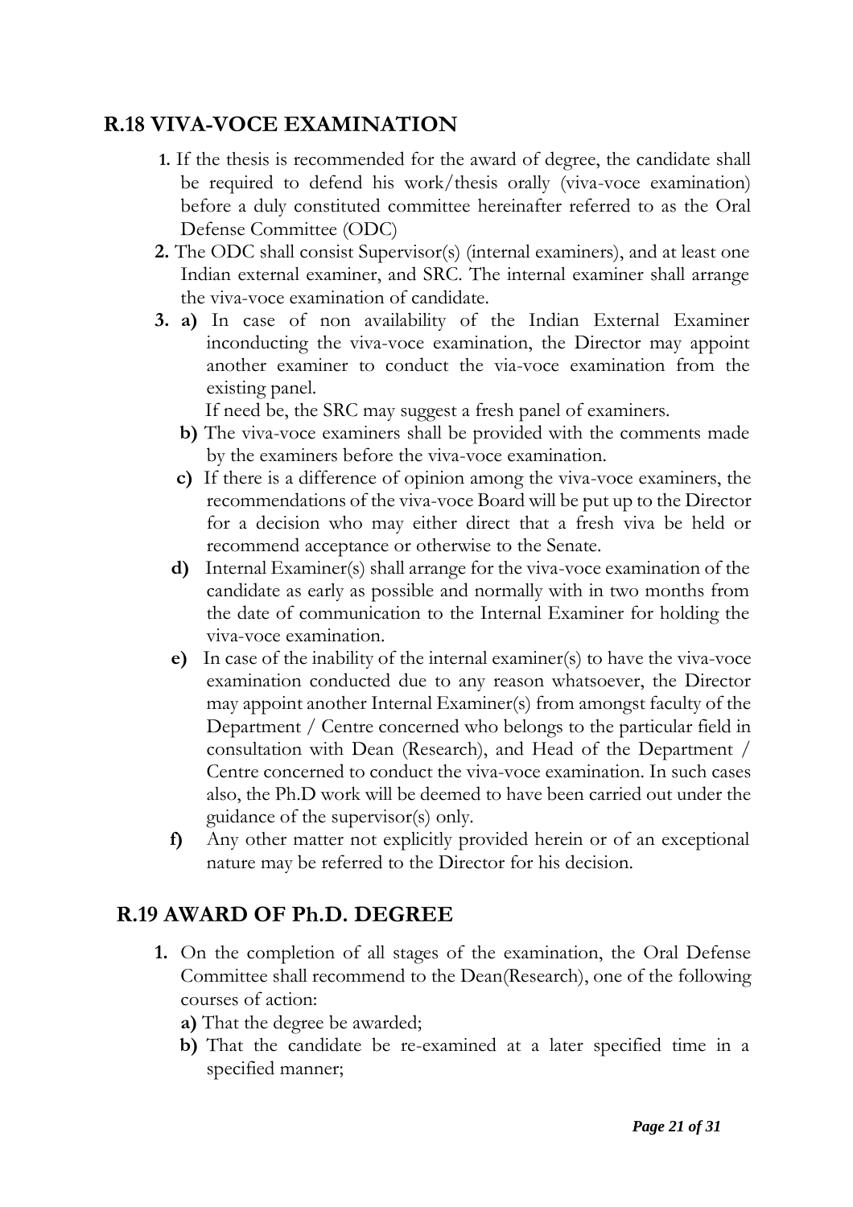## R.18 VIVA-VOCE EXAMINATION

1. If the thesis is recommended for the award of degree, the candidate shall be required to defend his work/thesis orally (viva-voce examination) before a duly constituted committee hereinafter referred to as the Oral Defense Committee (ODC)
2. The ODC shall consist Supervisor(s) (internal examiners), and at least one Indian external examiner, and SRC. The internal examiner shall arrange the viva-voce examination of candidate.
3. **a)** In case of non availability of the Indian External Examiner inconducting the viva-voce examination, the Director may appoint another examiner to conduct the via-voce examination from the existing panel.

   If need be, the SRC may suggest a fresh panel of examiners.

   **b)** The viva-voce examiners shall be provided with the comments made by the examiners before the viva-voce examination.

   **c)** If there is a difference of opinion among the viva-voce examiners, the recommendations of the viva-voce Board will be put up to the Director for a decision who may either direct that a fresh viva be held or recommend acceptance or otherwise to the Senate.

   **d)** Internal Examiner(s) shall arrange for the viva-voce examination of the candidate as early as possible and normally with in two months from the date of communication to the Internal Examiner for holding the viva-voce examination.

   **e)** In case of the inability of the internal examiner(s) to have the viva-voce examination conducted due to any reason whatsoever, the Director may appoint another Internal Examiner(s) from amongst faculty of the Department / Centre concerned who belongs to the particular field in consultation with Dean (Research), and Head of the Department / Centre concerned to conduct the viva-voce examination. In such cases also, the Ph.D work will be deemed to have been carried out under the guidance of the supervisor(s) only.

   **f)** Any other matter not explicitly provided herein or of an exceptional nature may be referred to the Director for his decision.

## R.19 AWARD OF Ph.D. DEGREE

1. On the completion of all stages of the examination, the Oral Defense Committee shall recommend to the Dean(Research), one of the following courses of action:

   **a)** That the degree be awarded;

   **b)** That the candidate be re-examined at a later specified time in a specified manner;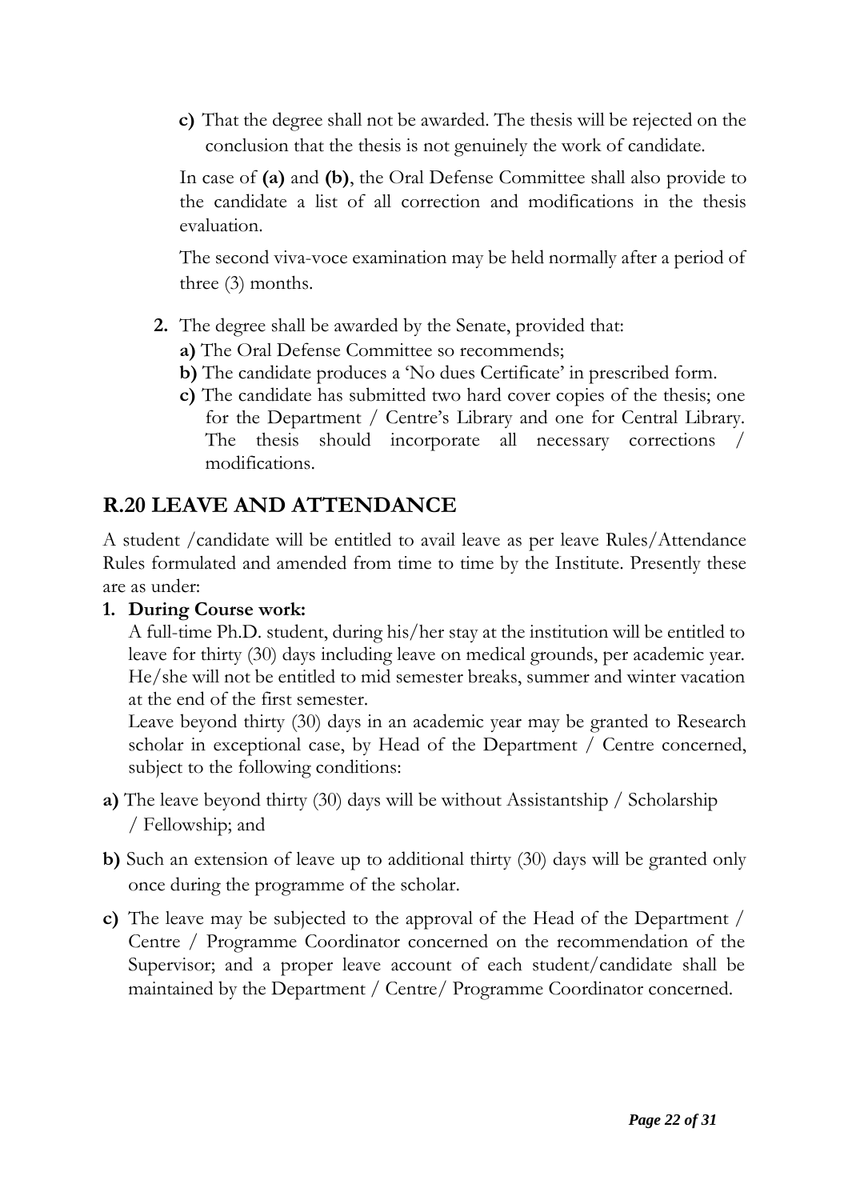**c)** That the degree shall not be awarded. The thesis will be rejected on the conclusion that the thesis is not genuinely the work of candidate.

In case of **(a)** and **(b)**, the Oral Defense Committee shall also provide to the candidate a list of all correction and modifications in the thesis evaluation.

The second viva-voce examination may be held normally after a period of three (3) months.

**2.** The degree shall be awarded by the Senate, provided that:

**a)** The Oral Defense Committee so recommends;
**b)** The candidate produces a 'No dues Certificate' in prescribed form.
**c)** The candidate has submitted two hard cover copies of the thesis; one for the Department / Centre's Library and one for Central Library. The thesis should incorporate all necessary corrections / modifications.

## R.20 LEAVE AND ATTENDANCE

A student /candidate will be entitled to avail leave as per leave Rules/Attendance Rules formulated and amended from time to time by the Institute. Presently these are as under:

**1. During Course work:**

A full-time Ph.D. student, during his/her stay at the institution will be entitled to leave for thirty (30) days including leave on medical grounds, per academic year. He/she will not be entitled to mid semester breaks, summer and winter vacation at the end of the first semester.

Leave beyond thirty (30) days in an academic year may be granted to Research scholar in exceptional case, by Head of the Department / Centre concerned, subject to the following conditions:

**a)** The leave beyond thirty (30) days will be without Assistantship / Scholarship / Fellowship; and

**b)** Such an extension of leave up to additional thirty (30) days will be granted only once during the programme of the scholar.

**c)** The leave may be subjected to the approval of the Head of the Department / Centre / Programme Coordinator concerned on the recommendation of the Supervisor; and a proper leave account of each student/candidate shall be maintained by the Department / Centre/ Programme Coordinator concerned.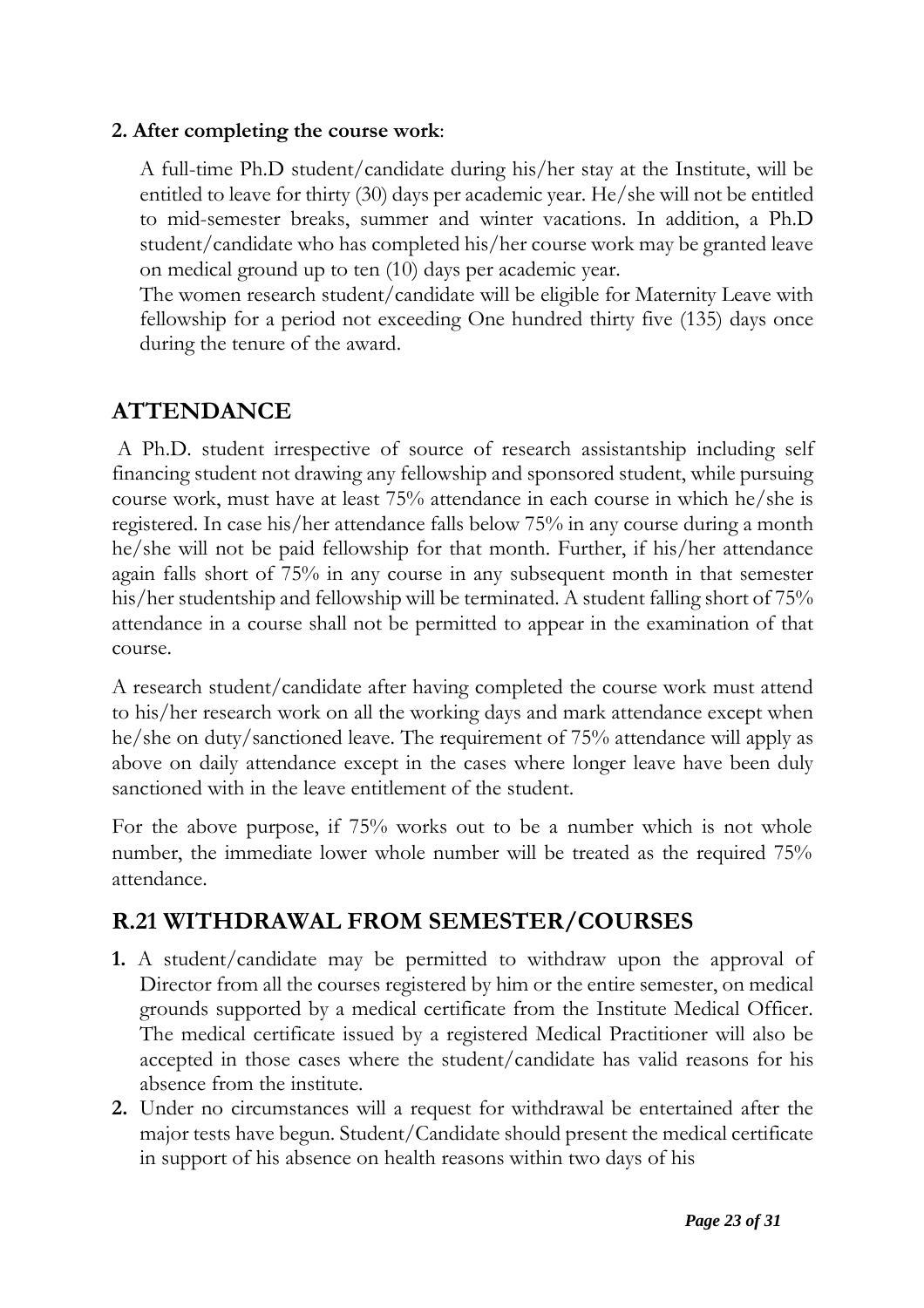**2. After completing the course work**:

A full-time Ph.D student/candidate during his/her stay at the Institute, will be entitled to leave for thirty (30) days per academic year. He/she will not be entitled to mid-semester breaks, summer and winter vacations. In addition, a Ph.D student/candidate who has completed his/her course work may be granted leave on medical ground up to ten (10) days per academic year.

The women research student/candidate will be eligible for Maternity Leave with fellowship for a period not exceeding One hundred thirty five (135) days once during the tenure of the award.

## ATTENDANCE

A Ph.D. student irrespective of source of research assistantship including self financing student not drawing any fellowship and sponsored student, while pursuing course work, must have at least 75% attendance in each course in which he/she is registered. In case his/her attendance falls below 75% in any course during a month he/she will not be paid fellowship for that month. Further, if his/her attendance again falls short of 75% in any course in any subsequent month in that semester his/her studentship and fellowship will be terminated. A student falling short of 75% attendance in a course shall not be permitted to appear in the examination of that course.

A research student/candidate after having completed the course work must attend to his/her research work on all the working days and mark attendance except when he/she on duty/sanctioned leave. The requirement of 75% attendance will apply as above on daily attendance except in the cases where longer leave have been duly sanctioned with in the leave entitlement of the student.

For the above purpose, if 75% works out to be a number which is not whole number, the immediate lower whole number will be treated as the required 75% attendance.

## R.21 WITHDRAWAL FROM SEMESTER/COURSES

1. A student/candidate may be permitted to withdraw upon the approval of Director from all the courses registered by him or the entire semester, on medical grounds supported by a medical certificate from the Institute Medical Officer. The medical certificate issued by a registered Medical Practitioner will also be accepted in those cases where the student/candidate has valid reasons for his absence from the institute.
2. Under no circumstances will a request for withdrawal be entertained after the major tests have begun. Student/Candidate should present the medical certificate in support of his absence on health reasons within two days of his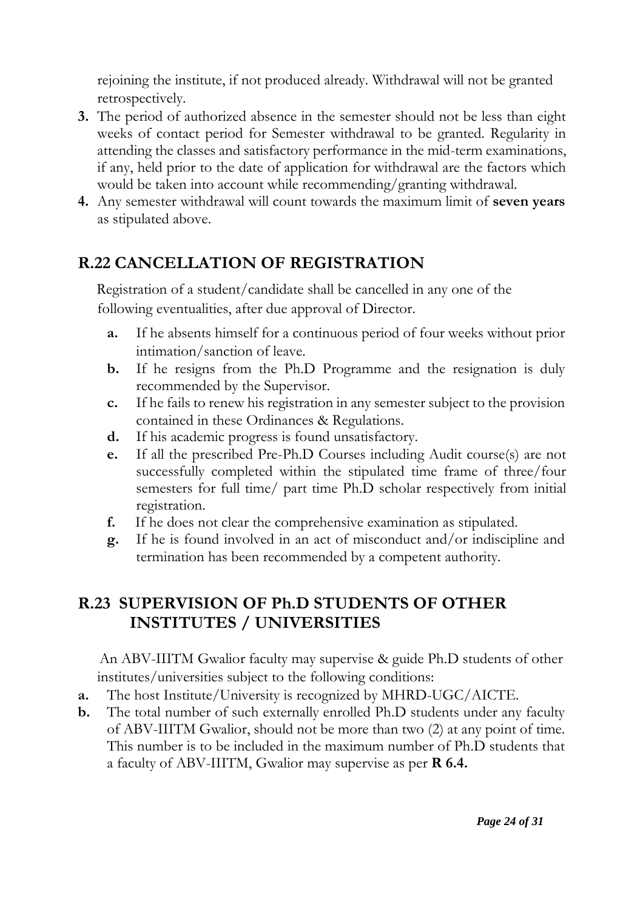rejoining the institute, if not produced already. Withdrawal will not be granted retrospectively.

3. The period of authorized absence in the semester should not be less than eight weeks of contact period for Semester withdrawal to be granted. Regularity in attending the classes and satisfactory performance in the mid-term examinations, if any, held prior to the date of application for withdrawal are the factors which would be taken into account while recommending/granting withdrawal.
4. Any semester withdrawal will count towards the maximum limit of **seven years** as stipulated above.

## R.22 CANCELLATION OF REGISTRATION

Registration of a student/candidate shall be cancelled in any one of the following eventualities, after due approval of Director.

- **a.** If he absents himself for a continuous period of four weeks without prior intimation/sanction of leave.
- **b.** If he resigns from the Ph.D Programme and the resignation is duly recommended by the Supervisor.
- **c.** If he fails to renew his registration in any semester subject to the provision contained in these Ordinances & Regulations.
- **d.** If his academic progress is found unsatisfactory.
- **e.** If all the prescribed Pre-Ph.D Courses including Audit course(s) are not successfully completed within the stipulated time frame of three/four semesters for full time/ part time Ph.D scholar respectively from initial registration.
- **f.** If he does not clear the comprehensive examination as stipulated.
- **g.** If he is found involved in an act of misconduct and/or indiscipline and termination has been recommended by a competent authority.

## R.23 SUPERVISION OF Ph.D STUDENTS OF OTHER INSTITUTES / UNIVERSITIES

An ABV-IIITM Gwalior faculty may supervise & guide Ph.D students of other institutes/universities subject to the following conditions:

- **a.** The host Institute/University is recognized by MHRD-UGC/AICTE.
- **b.** The total number of such externally enrolled Ph.D students under any faculty of ABV-IIITM Gwalior, should not be more than two (2) at any point of time. This number is to be included in the maximum number of Ph.D students that a faculty of ABV-IIITM, Gwalior may supervise as per **R 6.4.**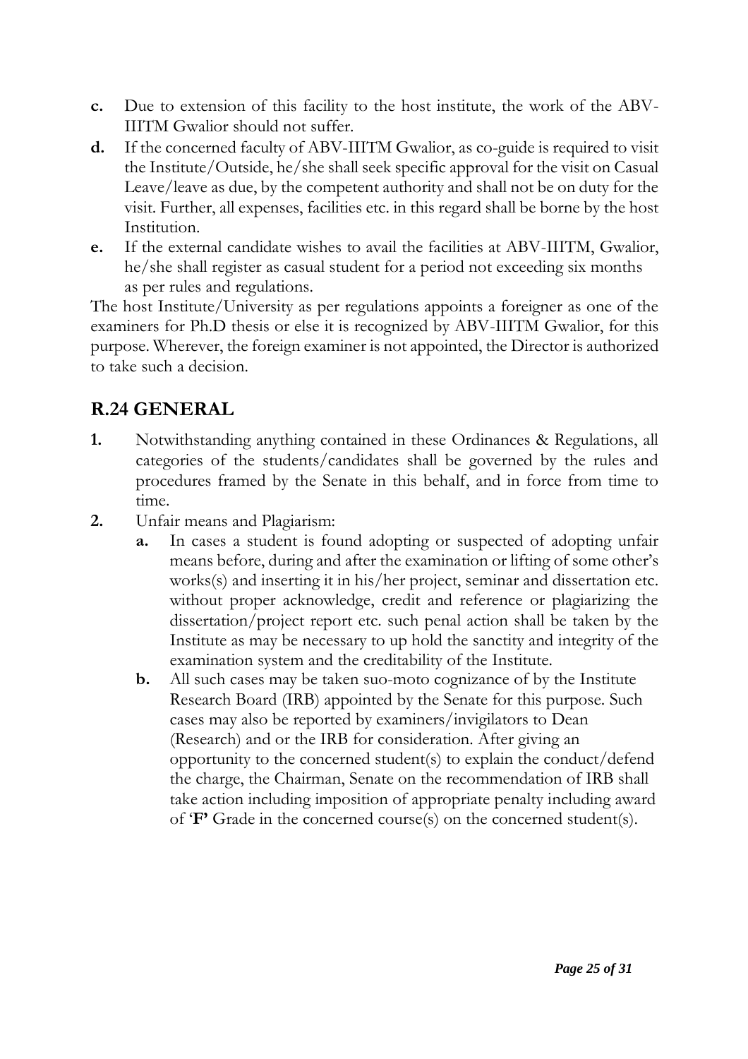- **c.** Due to extension of this facility to the host institute, the work of the ABV-IIITM Gwalior should not suffer.
- **d.** If the concerned faculty of ABV-IIITM Gwalior, as co-guide is required to visit the Institute/Outside, he/she shall seek specific approval for the visit on Casual Leave/leave as due, by the competent authority and shall not be on duty for the visit. Further, all expenses, facilities etc. in this regard shall be borne by the host Institution.
- **e.** If the external candidate wishes to avail the facilities at ABV-IIITM, Gwalior, he/she shall register as casual student for a period not exceeding six months as per rules and regulations.

The host Institute/University as per regulations appoints a foreigner as one of the examiners for Ph.D thesis or else it is recognized by ABV-IIITM Gwalior, for this purpose. Wherever, the foreign examiner is not appointed, the Director is authorized to take such a decision.

## R.24 GENERAL

1. Notwithstanding anything contained in these Ordinances & Regulations, all categories of the students/candidates shall be governed by the rules and procedures framed by the Senate in this behalf, and in force from time to time.
2. Unfair means and Plagiarism:
   - **a.** In cases a student is found adopting or suspected of adopting unfair means before, during and after the examination or lifting of some other's works(s) and inserting it in his/her project, seminar and dissertation etc. without proper acknowledge, credit and reference or plagiarizing the dissertation/project report etc. such penal action shall be taken by the Institute as may be necessary to up hold the sanctity and integrity of the examination system and the creditability of the Institute.
   - **b.** All such cases may be taken suo-moto cognizance of by the Institute Research Board (IRB) appointed by the Senate for this purpose. Such cases may also be reported by examiners/invigilators to Dean (Research) and or the IRB for consideration. After giving an opportunity to the concerned student(s) to explain the conduct/defend the charge, the Chairman, Senate on the recommendation of IRB shall take action including imposition of appropriate penalty including award of **'F'** Grade in the concerned course(s) on the concerned student(s).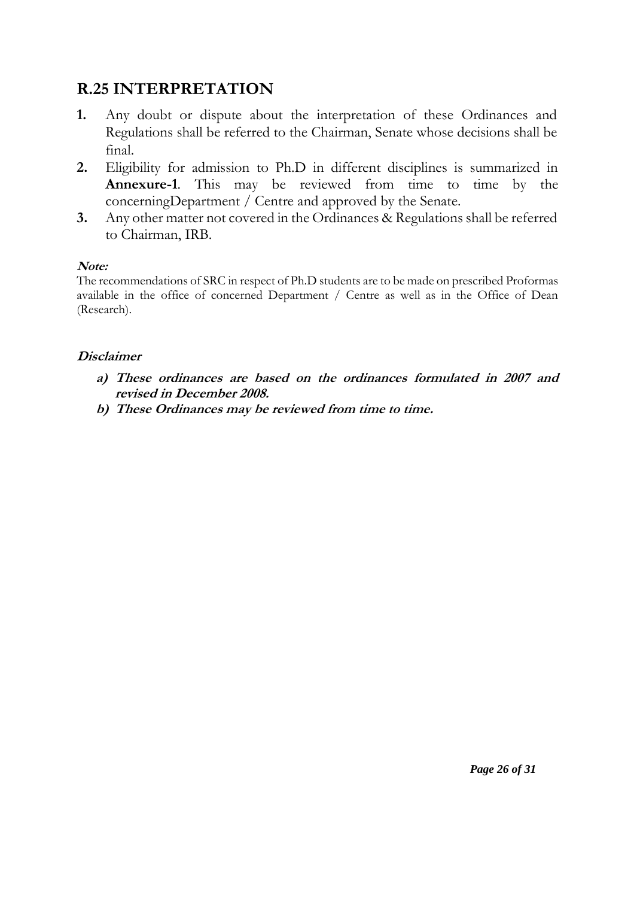## R.25 INTERPRETATION

1. Any doubt or dispute about the interpretation of these Ordinances and Regulations shall be referred to the Chairman, Senate whose decisions shall be final.
2. Eligibility for admission to Ph.D in different disciplines is summarized in **Annexure-1**. This may be reviewed from time to time by the concerningDepartment / Centre and approved by the Senate.
3. Any other matter not covered in the Ordinances & Regulations shall be referred to Chairman, IRB.

***Note:***

The recommendations of SRC in respect of Ph.D students are to be made on prescribed Proformas available in the office of concerned Department / Centre as well as in the Office of Dean (Research).

***Disclaimer***

a) ***These ordinances are based on the ordinances formulated in 2007 and revised in December 2008.***
b) ***These Ordinances may be reviewed from time to time.***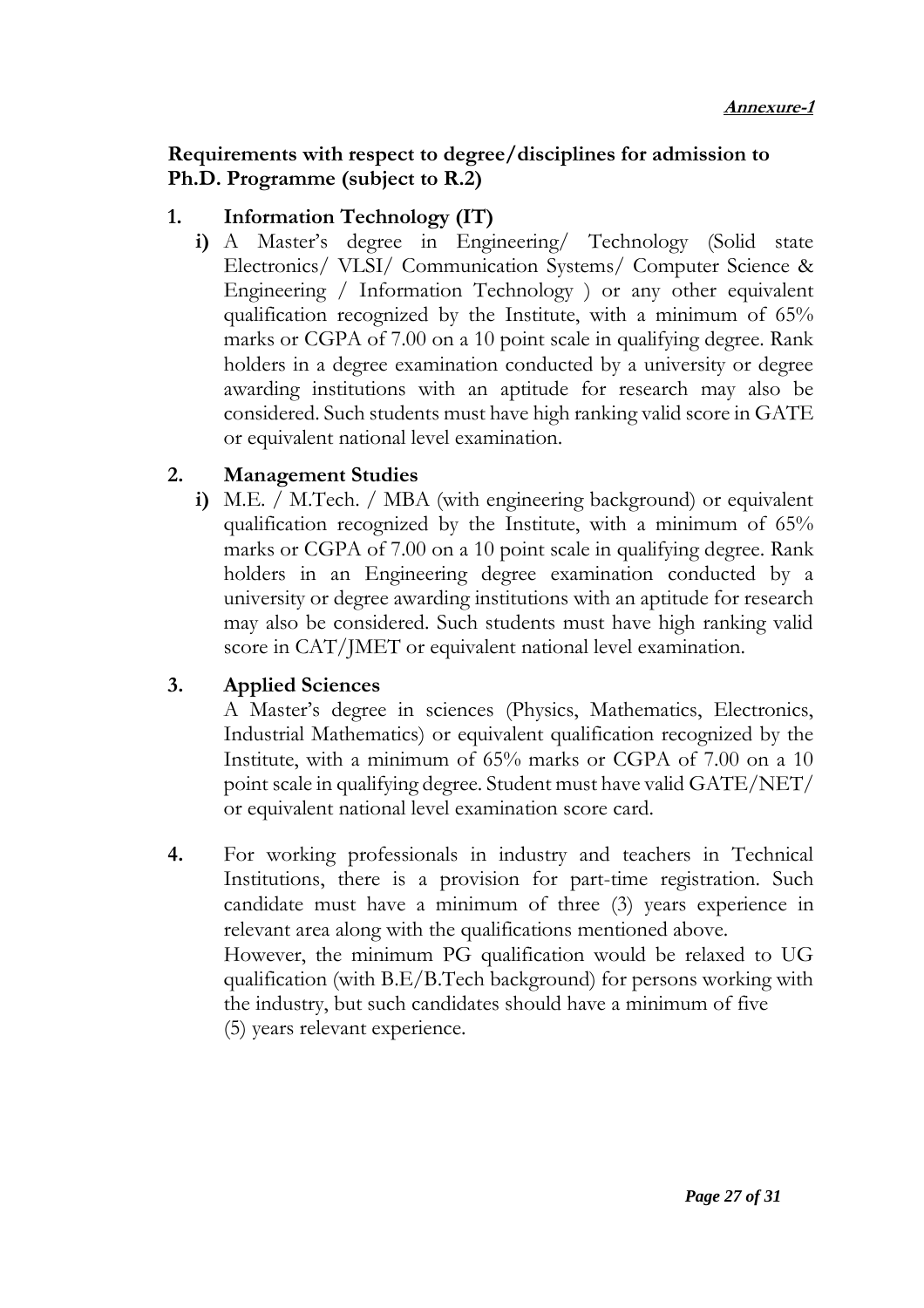***Annexure-1***

**Requirements with respect to degree/disciplines for admission to Ph.D. Programme (subject to R.2)**

**1. Information Technology (IT)**

**i)** A Master's degree in Engineering/ Technology (Solid state Electronics/ VLSI/ Communication Systems/ Computer Science & Engineering / Information Technology ) or any other equivalent qualification recognized by the Institute, with a minimum of 65% marks or CGPA of 7.00 on a 10 point scale in qualifying degree. Rank holders in a degree examination conducted by a university or degree awarding institutions with an aptitude for research may also be considered. Such students must have high ranking valid score in GATE or equivalent national level examination.

**2. Management Studies**

**i)** M.E. / M.Tech. / MBA (with engineering background) or equivalent qualification recognized by the Institute, with a minimum of 65% marks or CGPA of 7.00 on a 10 point scale in qualifying degree. Rank holders in an Engineering degree examination conducted by a university or degree awarding institutions with an aptitude for research may also be considered. Such students must have high ranking valid score in CAT/JMET or equivalent national level examination.

**3. Applied Sciences**

A Master's degree in sciences (Physics, Mathematics, Electronics, Industrial Mathematics) or equivalent qualification recognized by the Institute, with a minimum of 65% marks or CGPA of 7.00 on a 10 point scale in qualifying degree. Student must have valid GATE/NET/ or equivalent national level examination score card.

**4.** For working professionals in industry and teachers in Technical Institutions, there is a provision for part-time registration. Such candidate must have a minimum of three (3) years experience in relevant area along with the qualifications mentioned above.
However, the minimum PG qualification would be relaxed to UG qualification (with B.E/B.Tech background) for persons working with the industry, but such candidates should have a minimum of five (5) years relevant experience.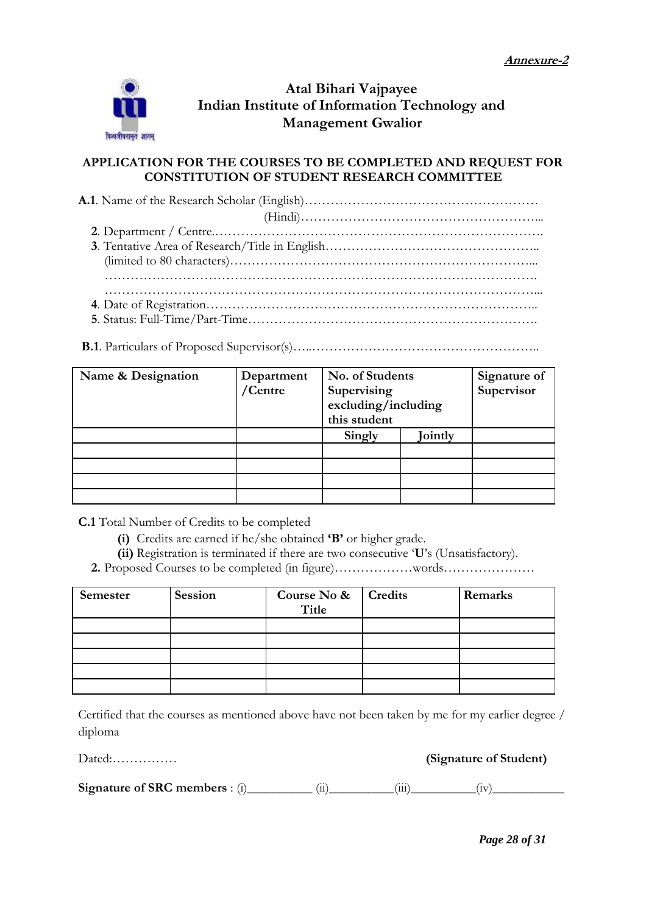***Annexure-2***

# Atal Bihari Vajpayee Indian Institute of Information Technology and Management Gwalior

## APPLICATION FOR THE COURSES TO BE COMPLETED AND REQUEST FOR CONSTITUTION OF STUDENT RESEARCH COMMITTEE

**A.1**. Name of the Research Scholar (English)………………………………………………

(Hindi)………………………………………………...

**2**. Department / Centre.…………………………………………………………………….

**3**. Tentative Area of Research/Title in English…………………………………………..
(limited to 80 characters)……………………………………………………………...
……………………………………………………………………………………….
………………………………………………………………………………………...

**4**. Date of Registration…………………………………………………………………..

**5**. Status: Full-Time/Part-Time………………………………………………………….

**B.1**. Particulars of Proposed Supervisor(s)…..……………………………………………..

| **Name & Designation** | **Department /Centre** | **No. of Students Supervising excluding/including this student** | | **Signature of Supervisor** |
|---|---|---|---|---|
| | | **Singly** | **Jointly** | |
| | | | | |
| | | | | |
| | | | | |
| | | | | |

**C.1** Total Number of Credits to be completed

**(i)** Credits are earned if he/she obtained **'B'** or higher grade.

**(ii)** Registration is terminated if there are two consecutive '**U**'s (Unsatisfactory).

**2.** Proposed Courses to be completed (in figure)………………words…………………

| **Semester** | **Session** | **Course No & Title** | **Credits** | **Remarks** |
|---|---|---|---|---|
| | | | | |
| | | | | |
| | | | | |
| | | | | |
| | | | | |

Certified that the courses as mentioned above have not been taken by me for my earlier degree / diploma

Dated:…………… **(Signature of Student)**

**Signature of SRC members** : (i)__________ (ii)__________(iii)__________(iv)___________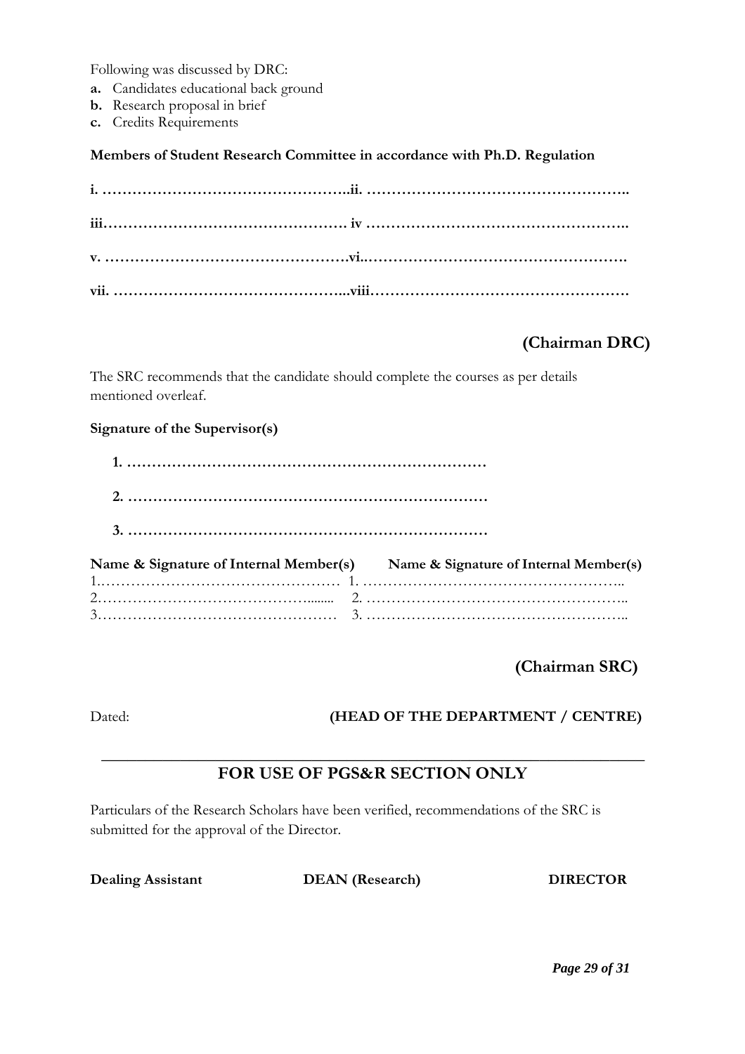Following was discussed by DRC:

**a.** Candidates educational back ground
**b.** Research proposal in brief
**c.** Credits Requirements

**Members of Student Research Committee in accordance with Ph.D. Regulation**

**i. …………………………………………..ii. ……………………………………………..**

**iii………………………………………… iv ……………………………………………..**

**v. …………………………………………vi..…………………………………………….**

**vii. ………………………………………..viii…………………………………………….**

**(Chairman DRC)**

The SRC recommends that the candidate should complete the courses as per details mentioned overleaf.

**Signature of the Supervisor(s)**

**1. ………………………………………………………………**

**2. ………………………………………………………………**

**3. ………………………………………………………………**

| **Name & Signature of Internal Member(s)** | **Name & Signature of Internal Member(s)** |
|---|---|
| 1.………………………………………… | 1. …………………………………………….. |
| 2……………………………………....... | 2. …………………………………………….. |
| 3………………………………………… | 3. …………………………………………….. |

**(Chairman SRC)**

Dated: **(HEAD OF THE DEPARTMENT / CENTRE)**

---

## FOR USE OF PGS&R SECTION ONLY

Particulars of the Research Scholars have been verified, recommendations of the SRC is submitted for the approval of the Director.

**Dealing Assistant** **DEAN (Research)** **DIRECTOR**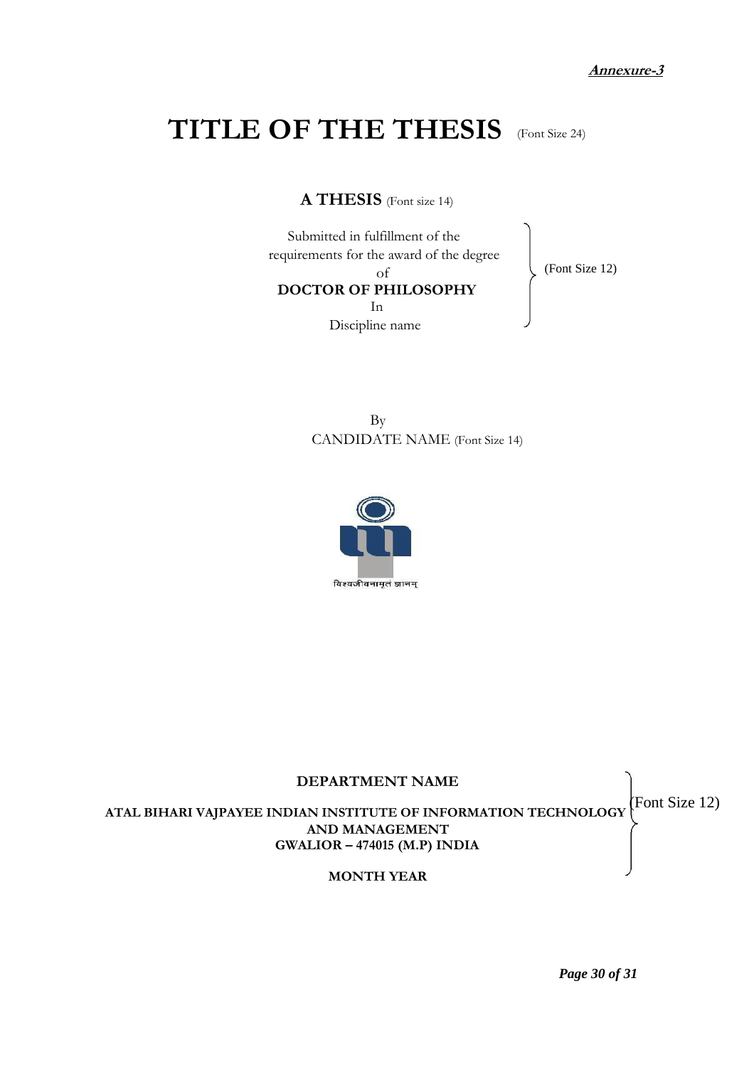***Annexure-3***

# TITLE OF THE THESIS (Font Size 24)

**A THESIS** (Font size 14)

Submitted in fulfillment of the requirements for the award of the degree of **DOCTOR OF PHILOSOPHY** In Discipline name (Font Size 12)

By

CANDIDATE NAME (Font Size 14)

विश्वजीवनामृतं ज्ञानम्

**DEPARTMENT NAME**

**ATAL BIHARI VAJPAYEE INDIAN INSTITUTE OF INFORMATION TECHNOLOGY AND MANAGEMENT**

**GWALIOR – 474015 (M.P) INDIA**

**MONTH YEAR**

(Font Size 12)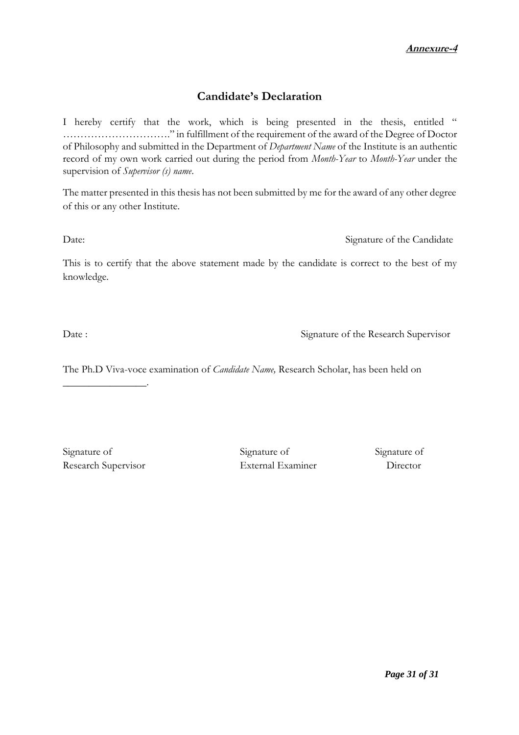***Annexure-4***

## Candidate's Declaration

I hereby certify that the work, which is being presented in the thesis, entitled " …………………………." in fulfillment of the requirement of the award of the Degree of Doctor of Philosophy and submitted in the Department of *Department Name* of the Institute is an authentic record of my own work carried out during the period from *Month-Year* to *Month-Year* under the supervision of *Supervisor (s) name*.

The matter presented in this thesis has not been submitted by me for the award of any other degree of this or any other Institute.

Date: Signature of the Candidate

This is to certify that the above statement made by the candidate is correct to the best of my knowledge.

Date : Signature of the Research Supervisor

The Ph.D Viva-voce examination of *Candidate Name,* Research Scholar, has been held on \_\_\_\_\_\_\_\_\_\_\_\_\_\_\_\_.

Signature of Research Supervisor

Signature of External Examiner

Signature of Director